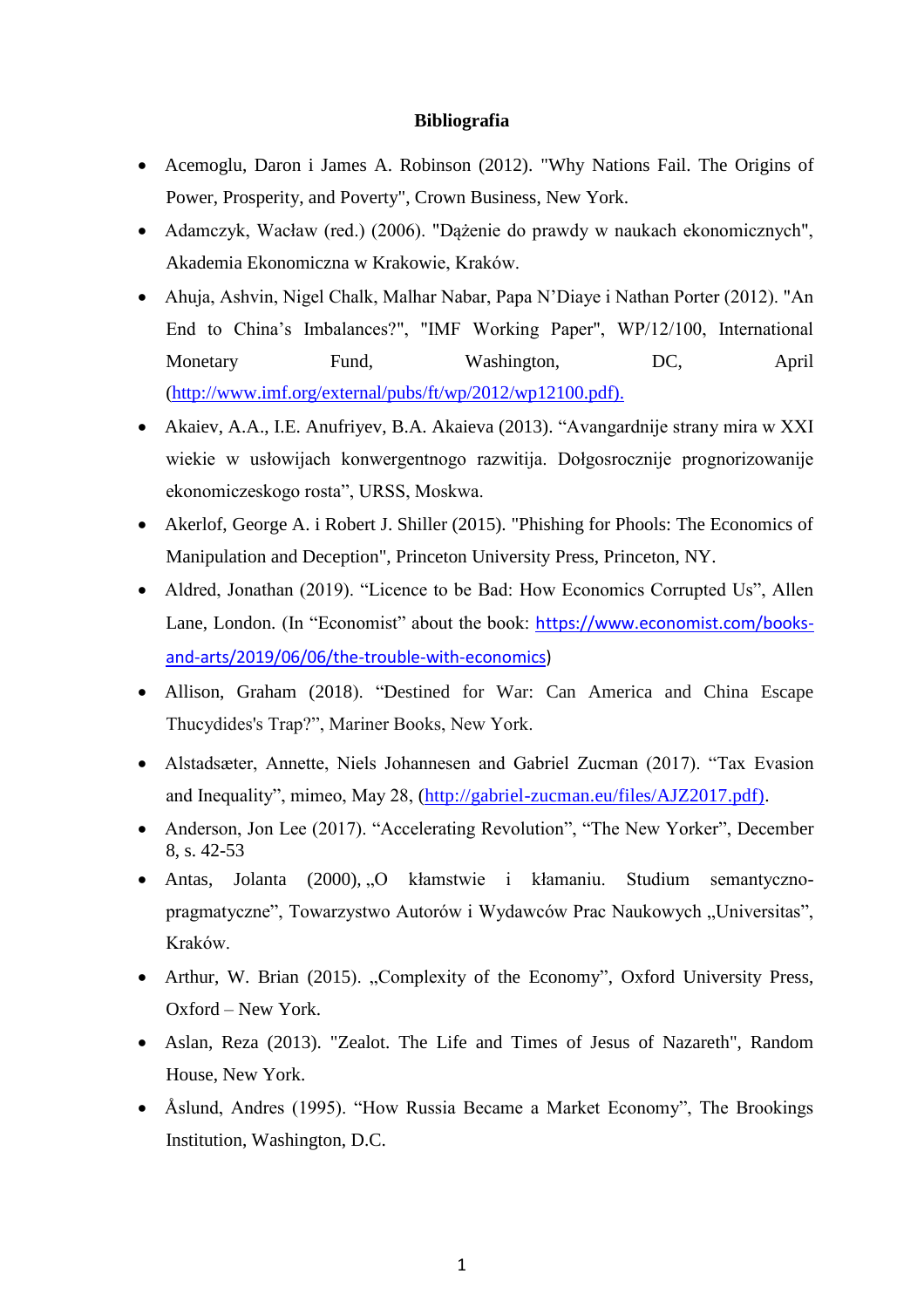**Bibliografia**

- Acemoglu, Daron i James A. Robinson (2012). "Why Nations Fail. The Origins of Power, Prosperity, and Poverty", Crown Business, New York.
- Adamczyk, Wacław (red.) (2006). "Dążenie do prawdy w naukach ekonomicznych", Akademia Ekonomiczna w Krakowie, Kraków.
- Ahuja, Ashvin, Nigel Chalk, Malhar Nabar, Papa N'Diaye i Nathan Porter (2012). "An End to China's Imbalances?", "IMF Working Paper", WP/12/100, International Monetary Fund, Washington, DC, April (http://www.imf.org/external/pubs/ft/wp/2012/wp12100.pdf).
- Akaiev, A.A., I.E. Anufriyev, B.A. Akaieva (2013). "Avangardnije strany mira w XXI wiekie w usłowijach konwergentnogo razwitija. Dołgosrocznije prognorizowanije ekonomiczeskogo rosta", URSS, Moskwa.
- Akerlof, George A. i Robert J. Shiller (2015). "Phishing for Phools: The Economics of Manipulation and Deception", Princeton University Press, Princeton, NY.
- Aldred, Jonathan (2019). "Licence to be Bad: How Economics Corrupted Us", Allen Lane, London. (In "Economist" about the book: https://www.economist.com/books-and-arts/2019/06/06/the-trouble-with-economics)
- Allison, Graham (2018). "Destined for War: Can America and China Escape Thucydides's Trap?", Mariner Books, New York.
- Alstadsæter, Annette, Niels Johannesen and Gabriel Zucman (2017). "Tax Evasion and Inequality", mimeo, May 28, (http://gabriel-zucman.eu/files/AJZ2017.pdf).
- Anderson, Jon Lee (2017). "Accelerating Revolution", "The New Yorker", December 8, s. 42-53
- Antas, Jolanta (2000), „O kłamstwie i kłamaniu. Studium semantyczno-pragmatyczne", Towarzystwo Autorów i Wydawców Prac Naukowych „Universitas", Kraków.
- Arthur, W. Brian (2015). „Complexity of the Economy", Oxford University Press, Oxford – New York.
- Aslan, Reza (2013). "Zealot. The Life and Times of Jesus of Nazareth", Random House, New York.
- Åslund, Andres (1995). "How Russia Became a Market Economy", The Brookings Institution, Washington, D.C.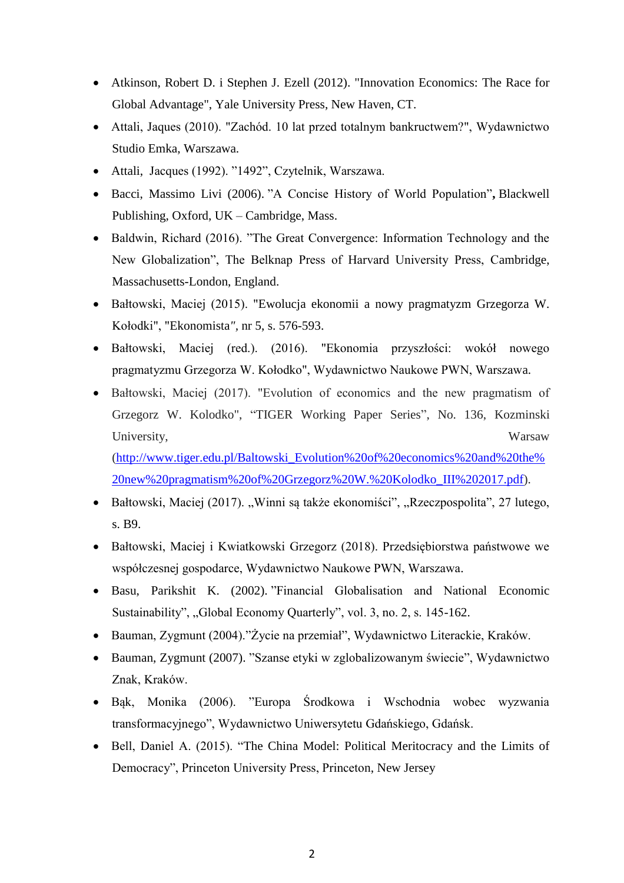- Atkinson, Robert D. i Stephen J. Ezell (2012). "Innovation Economics: The Race for Global Advantage", Yale University Press, New Haven, CT.
- Attali, Jaques (2010). "Zachód. 10 lat przed totalnym bankructwem?", Wydawnictwo Studio Emka, Warszawa.
- Attali, Jacques (1992). ”1492”, Czytelnik, Warszawa.
- Bacci, Massimo Livi (2006). ”A Concise History of World Population”**,** Blackwell Publishing, Oxford, UK – Cambridge, Mass.
- Baldwin, Richard (2016). ”The Great Convergence: Information Technology and the New Globalization”, The Belknap Press of Harvard University Press, Cambridge, Massachusetts-London, England.
- Bałtowski, Maciej (2015). "Ewolucja ekonomii a nowy pragmatyzm Grzegorza W. Kołodki", "Ekonomista*"*, nr 5, s. 576-593.
- Bałtowski, Maciej (red.). (2016). "Ekonomia przyszłości: wokół nowego pragmatyzmu Grzegorza W. Kołodko", Wydawnictwo Naukowe PWN, Warszawa.
- Bałtowski, Maciej (2017). "Evolution of economics and the new pragmatism of Grzegorz W. Kolodko", “TIGER Working Paper Series”, No. 136, Kozminski University, Warsaw (http://www.tiger.edu.pl/Baltowski_Evolution%20of%20economics%20and%20the%20new%20pragmatism%20of%20Grzegorz%20W.%20Kolodko_III%202017.pdf).
- Bałtowski, Maciej (2017). „Winni są także ekonomiści”, „Rzeczpospolita”, 27 lutego, s. B9.
- Bałtowski, Maciej i Kwiatkowski Grzegorz (2018). Przedsiębiorstwa państwowe we współczesnej gospodarce, Wydawnictwo Naukowe PWN, Warszawa.
- Basu, Parikshit K. (2002). ”Financial Globalisation and National Economic Sustainability”, „Global Economy Quarterly”, vol. 3, no. 2, s. 145-162.
- Bauman, Zygmunt (2004).”Życie na przemiał”, Wydawnictwo Literackie, Kraków.
- Bauman, Zygmunt (2007). ”Szanse etyki w zglobalizowanym świecie”, Wydawnictwo Znak, Kraków.
- Bąk, Monika (2006). ”Europa Środkowa i Wschodnia wobec wyzwania transformacyjnego”, Wydawnictwo Uniwersytetu Gdańskiego, Gdańsk.
- Bell, Daniel A. (2015). “The China Model: Political Meritocracy and the Limits of Democracy”, Princeton University Press, Princeton, New Jersey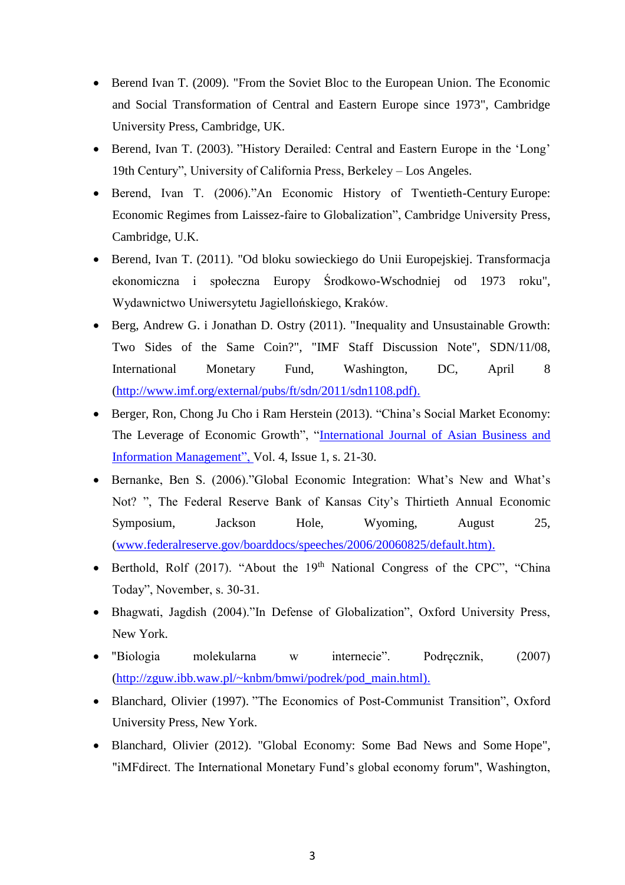- Berend Ivan T. (2009). "From the Soviet Bloc to the European Union. The Economic and Social Transformation of Central and Eastern Europe since 1973", Cambridge University Press, Cambridge, UK.
- Berend, Ivan T. (2003). ”History Derailed: Central and Eastern Europe in the ‘Long’ 19th Century”, University of California Press, Berkeley – Los Angeles.
- Berend, Ivan T. (2006).”An Economic History of Twentieth-Century Europe: Economic Regimes from Laissez-faire to Globalization”, Cambridge University Press, Cambridge, U.K.
- Berend, Ivan T. (2011). "Od bloku sowieckiego do Unii Europejskiej. Transformacja ekonomiczna i społeczna Europy Środkowo-Wschodniej od 1973 roku", Wydawnictwo Uniwersytetu Jagiellońskiego, Kraków.
- Berg, Andrew G. i Jonathan D. Ostry (2011). "Inequality and Unsustainable Growth: Two Sides of the Same Coin?", "IMF Staff Discussion Note", SDN/11/08, International Monetary Fund, Washington, DC, April 8 (http://www.imf.org/external/pubs/ft/sdn/2011/sdn1108.pdf).
- Berger, Ron, Chong Ju Cho i Ram Herstein (2013). “China’s Social Market Economy: The Leverage of Economic Growth”, “International Journal of Asian Business and Information Management”, Vol. 4, Issue 1, s. 21-30.
- Bernanke, Ben S. (2006).”Global Economic Integration: What’s New and What’s Not? ”, The Federal Reserve Bank of Kansas City’s Thirtieth Annual Economic Symposium, Jackson Hole, Wyoming, August 25, (www.federalreserve.gov/boarddocs/speeches/2006/20060825/default.htm).
- Berthold, Rolf (2017). “About the 19th National Congress of the CPC”, “China Today”, November, s. 30-31.
- Bhagwati, Jagdish (2004).”In Defense of Globalization”, Oxford University Press, New York.
- "Biologia molekularna w internecie”. Podręcznik, (2007) (http://zguw.ibb.waw.pl/~knbm/bmwi/podrek/pod_main.html).
- Blanchard, Olivier (1997). ”The Economics of Post-Communist Transition”, Oxford University Press, New York.
- Blanchard, Olivier (2012). "Global Economy: Some Bad News and Some Hope", "iMFdirect. The International Monetary Fund’s global economy forum", Washington,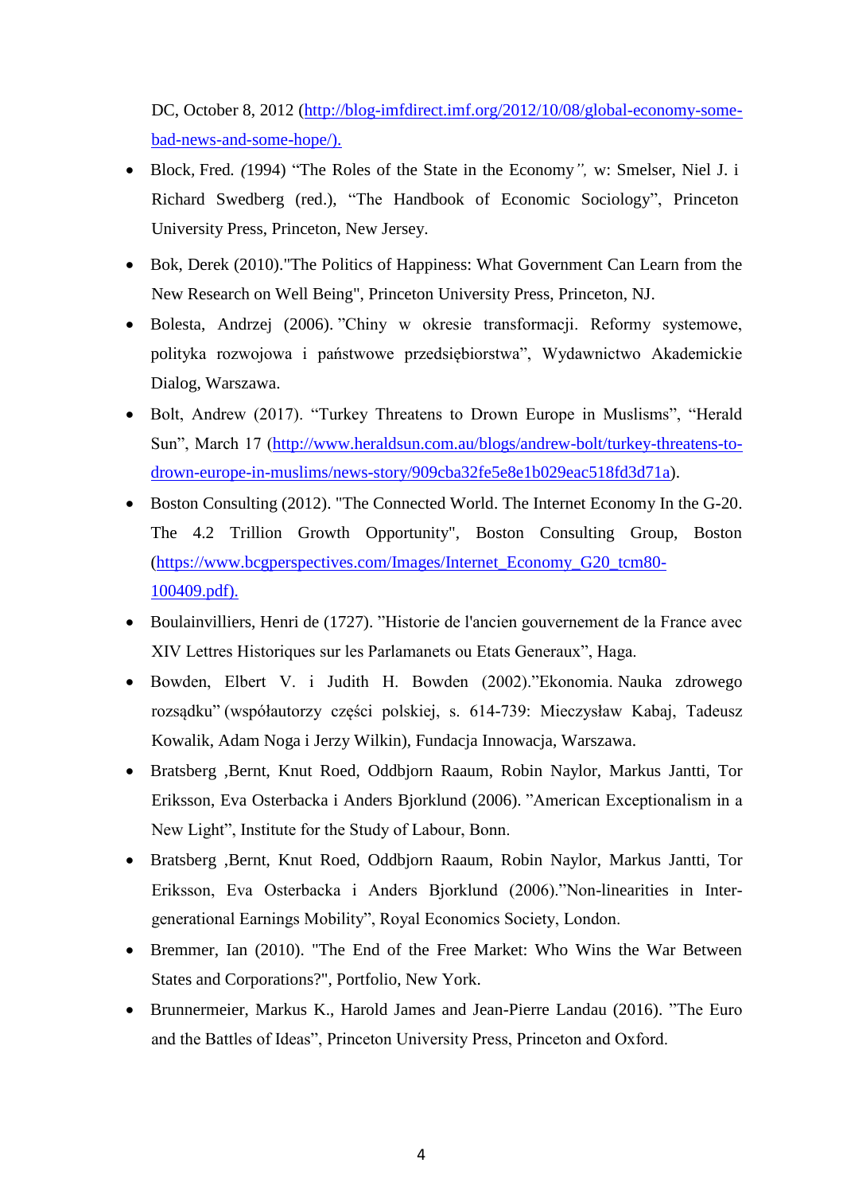DC, October 8, 2012 (http://blog-imfdirect.imf.org/2012/10/08/global-economy-some-bad-news-and-some-hope/).

- Block, Fred. *(*1994) “The Roles of the State in the Economy*”,* w: Smelser, Niel J. i Richard Swedberg (red.), “The Handbook of Economic Sociology”, Princeton University Press, Princeton, New Jersey.
- Bok, Derek (2010)."The Politics of Happiness: What Government Can Learn from the New Research on Well Being", Princeton University Press, Princeton, NJ.
- Bolesta, Andrzej (2006). ”Chiny w okresie transformacji. Reformy systemowe, polityka rozwojowa i państwowe przedsiębiorstwa”, Wydawnictwo Akademickie Dialog, Warszawa.
- Bolt, Andrew (2017). “Turkey Threatens to Drown Europe in Muslisms”, “Herald Sun”, March 17 (http://www.heraldsun.com.au/blogs/andrew-bolt/turkey-threatens-to-drown-europe-in-muslims/news-story/909cba32fe5e8e1b029eac518fd3d71a).
- Boston Consulting (2012). "The Connected World. The Internet Economy In the G-20. The 4.2 Trillion Growth Opportunity", Boston Consulting Group, Boston (https://www.bcgperspectives.com/Images/Internet_Economy_G20_tcm80-100409.pdf).
- Boulainvilliers, Henri de (1727). ”Historie de l'ancien gouvernement de la France avec XIV Lettres Historiques sur les Parlamanets ou Etats Generaux”, Haga.
- Bowden, Elbert V. i Judith H. Bowden (2002).”Ekonomia. Nauka zdrowego rozsądku” (współautorzy części polskiej, s. 614-739: Mieczysław Kabaj, Tadeusz Kowalik, Adam Noga i Jerzy Wilkin), Fundacja Innowacja, Warszawa.
- Bratsberg ,Bernt, Knut Roed, Oddbjorn Raaum, Robin Naylor, Markus Jantti, Tor Eriksson, Eva Osterbacka i Anders Bjorklund (2006). ”American Exceptionalism in a New Light”, Institute for the Study of Labour, Bonn.
- Bratsberg ,Bernt, Knut Roed, Oddbjorn Raaum, Robin Naylor, Markus Jantti, Tor Eriksson, Eva Osterbacka i Anders Bjorklund (2006).”Non-linearities in Inter-generational Earnings Mobility”, Royal Economics Society, London.
- Bremmer, Ian (2010). "The End of the Free Market: Who Wins the War Between States and Corporations?", Portfolio, New York.
- Brunnermeier, Markus K., Harold James and Jean-Pierre Landau (2016). ”The Euro and the Battles of Ideas”, Princeton University Press, Princeton and Oxford.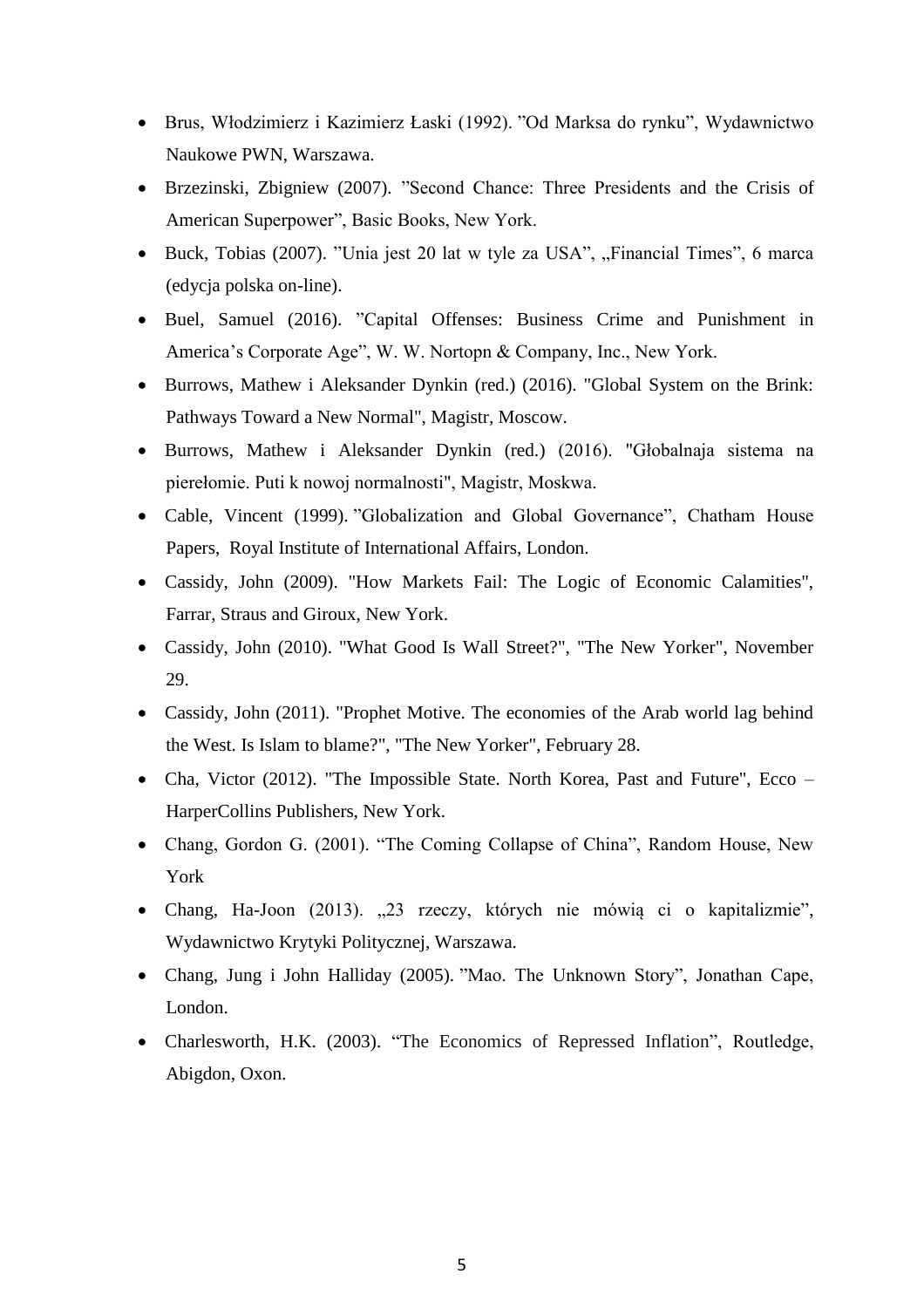- Brus, Włodzimierz i Kazimierz Łaski (1992). "Od Marksa do rynku", Wydawnictwo Naukowe PWN, Warszawa.
- Brzezinski, Zbigniew (2007). "Second Chance: Three Presidents and the Crisis of American Superpower", Basic Books, New York.
- Buck, Tobias (2007). "Unia jest 20 lat w tyle za USA", „Financial Times", 6 marca (edycja polska on-line).
- Buel, Samuel (2016). "Capital Offenses: Business Crime and Punishment in America's Corporate Age", W. W. Nortopn & Company, Inc., New York.
- Burrows, Mathew i Aleksander Dynkin (red.) (2016). "Global System on the Brink: Pathways Toward a New Normal", Magistr, Moscow.
- Burrows, Mathew i Aleksander Dynkin (red.) (2016). "Głobalnaja sistema na pierełomie. Puti k nowoj normalnosti", Magistr, Moskwa.
- Cable, Vincent (1999). "Globalization and Global Governance", Chatham House Papers, Royal Institute of International Affairs, London.
- Cassidy, John (2009). "How Markets Fail: The Logic of Economic Calamities", Farrar, Straus and Giroux, New York.
- Cassidy, John (2010). "What Good Is Wall Street?", "The New Yorker", November 29.
- Cassidy, John (2011). "Prophet Motive. The economies of the Arab world lag behind the West. Is Islam to blame?", "The New Yorker", February 28.
- Cha, Victor (2012). "The Impossible State. North Korea, Past and Future", Ecco – HarperCollins Publishers, New York.
- Chang, Gordon G. (2001). "The Coming Collapse of China", Random House, New York
- Chang, Ha-Joon (2013). „23 rzeczy, których nie mówią ci o kapitalizmie", Wydawnictwo Krytyki Politycznej, Warszawa.
- Chang, Jung i John Halliday (2005). "Mao. The Unknown Story", Jonathan Cape, London.
- Charlesworth, H.K. (2003). "The Economics of Repressed Inflation", Routledge, Abigdon, Oxon.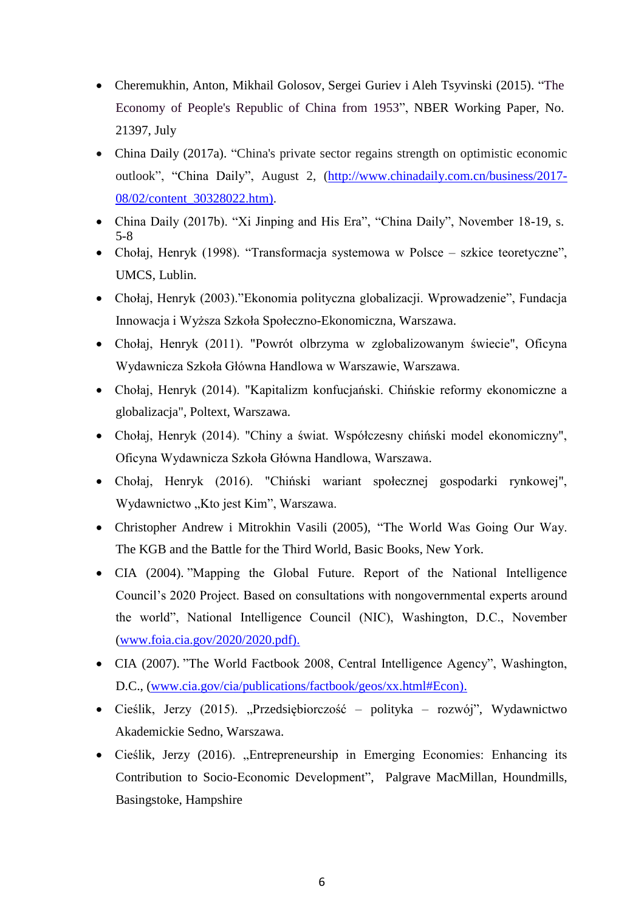- Cheremukhin, Anton, Mikhail Golosov, Sergei Guriev i Aleh Tsyvinski (2015). "The Economy of People's Republic of China from 1953", NBER Working Paper, No. 21397, July
- China Daily (2017a). "China's private sector regains strength on optimistic economic outlook", "China Daily", August 2, (http://www.chinadaily.com.cn/business/2017-08/02/content_30328022.htm).
- China Daily (2017b). "Xi Jinping and His Era", "China Daily", November 18-19, s. 5-8
- Chołaj, Henryk (1998). "Transformacja systemowa w Polsce – szkice teoretyczne", UMCS, Lublin.
- Chołaj, Henryk (2003)."Ekonomia polityczna globalizacji. Wprowadzenie", Fundacja Innowacja i Wyższa Szkoła Społeczno-Ekonomiczna, Warszawa.
- Chołaj, Henryk (2011). "Powrót olbrzyma w zglobalizowanym świecie", Oficyna Wydawnicza Szkoła Główna Handlowa w Warszawie, Warszawa.
- Chołaj, Henryk (2014). "Kapitalizm konfucjański. Chińskie reformy ekonomiczne a globalizacja", Poltext, Warszawa.
- Chołaj, Henryk (2014). "Chiny a świat. Współczesny chiński model ekonomiczny", Oficyna Wydawnicza Szkoła Główna Handlowa, Warszawa.
- Chołaj, Henryk (2016). "Chiński wariant społecznej gospodarki rynkowej", Wydawnictwo „Kto jest Kim", Warszawa.
- Christopher Andrew i Mitrokhin Vasili (2005), "The World Was Going Our Way. The KGB and the Battle for the Third World, Basic Books, New York.
- CIA (2004). "Mapping the Global Future. Report of the National Intelligence Council's 2020 Project. Based on consultations with nongovernmental experts around the world", National Intelligence Council (NIC), Washington, D.C., November (www.foia.cia.gov/2020/2020.pdf).
- CIA (2007). "The World Factbook 2008, Central Intelligence Agency", Washington, D.C., (www.cia.gov/cia/publications/factbook/geos/xx.html#Econ).
- Cieślik, Jerzy (2015). „Przedsiębiorczość – polityka – rozwój", Wydawnictwo Akademickie Sedno, Warszawa.
- Cieślik, Jerzy (2016). „Entrepreneurship in Emerging Economies: Enhancing its Contribution to Socio-Economic Development", Palgrave MacMillan, Houndmills, Basingstoke, Hampshire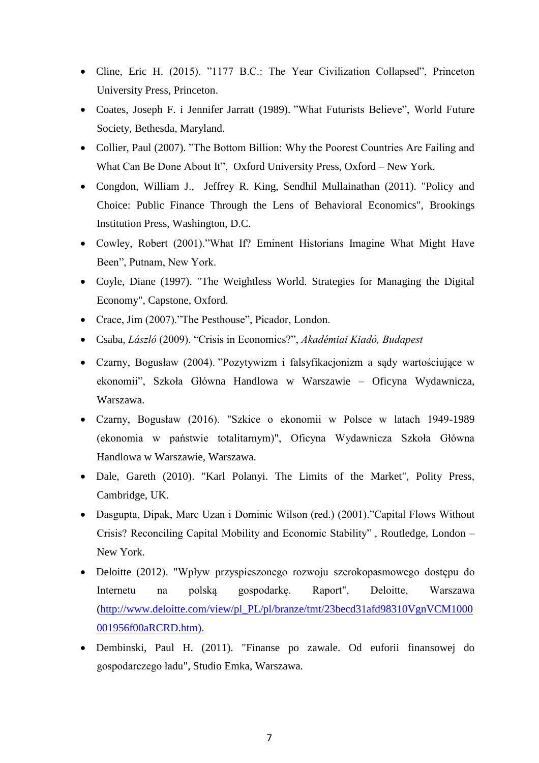- Cline, Eric H. (2015). ”1177 B.C.: The Year Civilization Collapsed”, Princeton University Press, Princeton.
- Coates, Joseph F. i Jennifer Jarratt (1989). ”What Futurists Believe”, World Future Society, Bethesda, Maryland.
- Collier, Paul (2007). ”The Bottom Billion: Why the Poorest Countries Are Failing and What Can Be Done About It”, Oxford University Press, Oxford – New York.
- Congdon, William J., Jeffrey R. King, Sendhil Mullainathan (2011). "Policy and Choice: Public Finance Through the Lens of Behavioral Economics", Brookings Institution Press, Washington, D.C.
- Cowley, Robert (2001).”What If? Eminent Historians Imagine What Might Have Been”, Putnam, New York.
- Coyle, Diane (1997). "The Weightless World. Strategies for Managing the Digital Economy", Capstone, Oxford.
- Crace, Jim (2007).”The Pesthouse”, Picador, London.
- Csaba, *László* (2009). “Crisis in Economics?”, *Akadémiai Kiadó, Budapest*
- Czarny, Bogusław (2004). ”Pozytywizm i falsyfikacjonizm a sądy wartościujące w ekonomii”, Szkoła Główna Handlowa w Warszawie – Oficyna Wydawnicza, Warszawa.
- Czarny, Bogusław (2016). "Szkice o ekonomii w Polsce w latach 1949-1989 (ekonomia w państwie totalitarnym)", Oficyna Wydawnicza Szkoła Główna Handlowa w Warszawie, Warszawa.
- Dale, Gareth (2010). "Karl Polanyi. The Limits of the Market", Polity Press, Cambridge, UK.
- Dasgupta, Dipak, Marc Uzan i Dominic Wilson (red.) (2001).”Capital Flows Without Crisis? Reconciling Capital Mobility and Economic Stability” , Routledge, London – New York.
- Deloitte (2012). "Wpływ przyspieszonego rozwoju szerokopasmowego dostępu do Internetu na polską gospodarkę. Raport", Deloitte, Warszawa (http://www.deloitte.com/view/pl_PL/pl/branze/tmt/23becd31afd98310VgnVCM1000001956f00aRCRD.htm).
- Dembinski, Paul H. (2011). "Finanse po zawale. Od euforii finansowej do gospodarczego ładu", Studio Emka, Warszawa.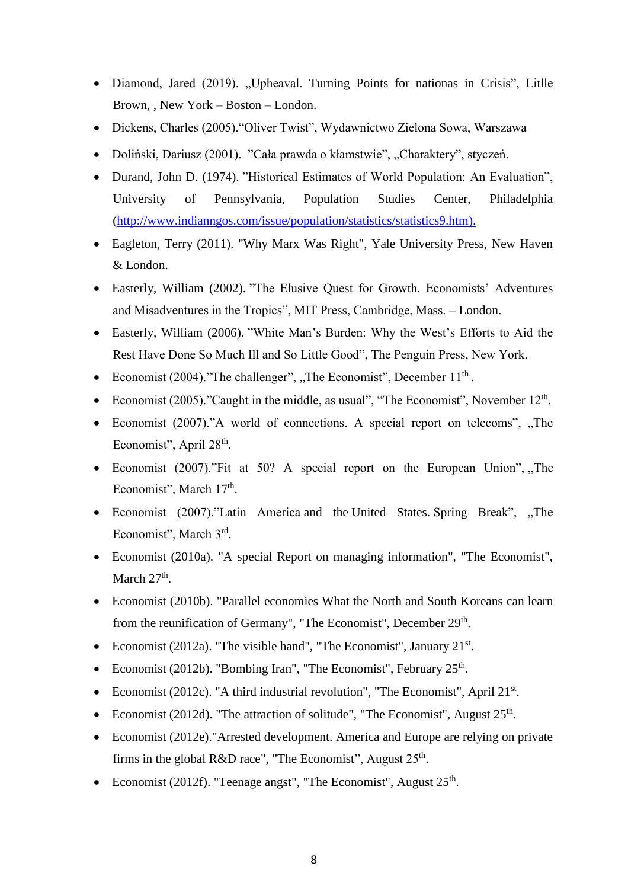- Diamond, Jared (2019). „Upheaval. Turning Points for nationas in Crisis", Litlle Brown, , New York – Boston – London.
- Dickens, Charles (2005)."Oliver Twist", Wydawnictwo Zielona Sowa, Warszawa
- Doliński, Dariusz (2001). "Cała prawda o kłamstwie", „Charaktery", styczeń.
- Durand, John D. (1974). "Historical Estimates of World Population: An Evaluation", University of Pennsylvania, Population Studies Center, Philadelphia ([http://www.indianngos.com/issue/population/statistics/statistics9.htm).](http://www.indianngos.com/issue/population/statistics/statistics9.htm)
- Eagleton, Terry (2011). "Why Marx Was Right", Yale University Press, New Haven & London.
- Easterly, William (2002). "The Elusive Quest for Growth. Economists' Adventures and Misadventures in the Tropics", MIT Press, Cambridge, Mass. – London.
- Easterly, William (2006). "White Man's Burden: Why the West's Efforts to Aid the Rest Have Done So Much Ill and So Little Good", The Penguin Press, New York.
- Economist (2004)."The challenger", „The Economist", December 11th.
- Economist (2005)."Caught in the middle, as usual", "The Economist", November 12th.
- Economist (2007)."A world of connections. A special report on telecoms", „The Economist", April 28th.
- Economist (2007)."Fit at 50? A special report on the European Union", „The Economist", March 17th.
- Economist (2007)."Latin America and the United States. Spring Break", „The Economist", March 3rd.
- Economist (2010a). "A special Report on managing information", "The Economist", March 27th.
- Economist (2010b). "Parallel economies What the North and South Koreans can learn from the reunification of Germany", "The Economist", December 29th.
- Economist (2012a). "The visible hand", "The Economist", January 21st.
- Economist (2012b). "Bombing Iran", "The Economist", February 25th.
- Economist (2012c). "A third industrial revolution", "The Economist", April 21st.
- Economist (2012d). "The attraction of solitude", "The Economist", August 25th.
- Economist (2012e)."Arrested development. America and Europe are relying on private firms in the global R&D race", "The Economist", August 25th.
- Economist (2012f). "Teenage angst", "The Economist", August 25th.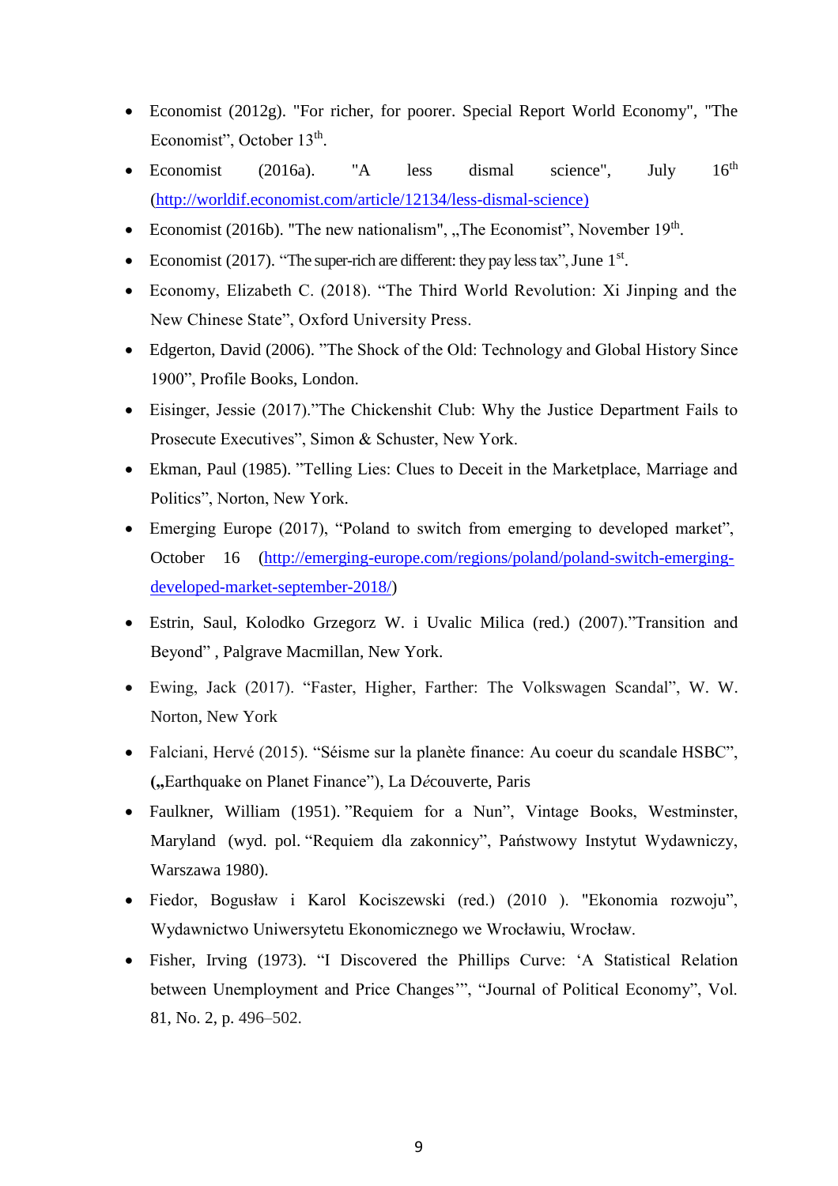- Economist (2012g). "For richer, for poorer. Special Report World Economy", "The Economist", October 13th.
- Economist (2016a). "A less dismal science", July 16th (http://worldif.economist.com/article/12134/less-dismal-science)
- Economist (2016b). "The new nationalism", „The Economist", November 19th.
- Economist (2017). "The super-rich are different: they pay less tax", June 1st.
- Economy, Elizabeth C. (2018). "The Third World Revolution: Xi Jinping and the New Chinese State", Oxford University Press.
- Edgerton, David (2006). "The Shock of the Old: Technology and Global History Since 1900", Profile Books, London.
- Eisinger, Jessie (2017)."The Chickenshit Club: Why the Justice Department Fails to Prosecute Executives", Simon & Schuster, New York.
- Ekman, Paul (1985). "Telling Lies: Clues to Deceit in the Marketplace, Marriage and Politics", Norton, New York.
- Emerging Europe (2017), "Poland to switch from emerging to developed market", October 16 (http://emerging-europe.com/regions/poland/poland-switch-emerging-developed-market-september-2018/)
- Estrin, Saul, Kolodko Grzegorz W. i Uvalic Milica (red.) (2007)."Transition and Beyond" , Palgrave Macmillan, New York.
- Ewing, Jack (2017). "Faster, Higher, Farther: The Volkswagen Scandal", W. W. Norton, New York
- Falciani, Hervé (2015). "Séisme sur la planète finance: Au coeur du scandale HSBC", („Earthquake on Planet Finance"), La Découverte, Paris
- Faulkner, William (1951). "Requiem for a Nun", Vintage Books, Westminster, Maryland (wyd. pol. "Requiem dla zakonnicy", Państwowy Instytut Wydawniczy, Warszawa 1980).
- Fiedor, Bogusław i Karol Kociszewski (red.) (2010 ). "Ekonomia rozwoju", Wydawnictwo Uniwersytetu Ekonomicznego we Wrocławiu, Wrocław.
- Fisher, Irving (1973). "I Discovered the Phillips Curve: 'A Statistical Relation between Unemployment and Price Changes'", "Journal of Political Economy", Vol. 81, No. 2, p. 496–502.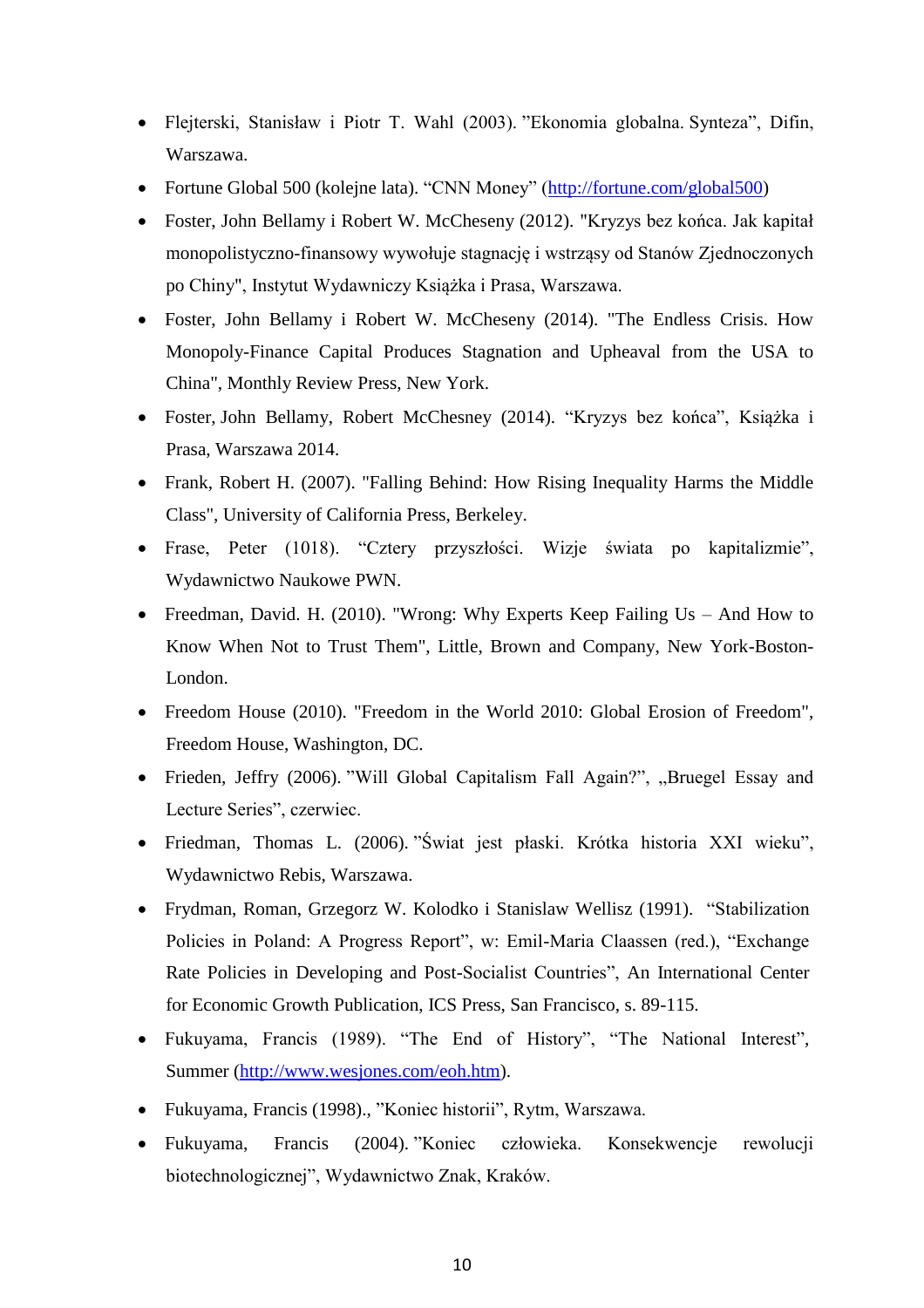- Flejterski, Stanisław i Piotr T. Wahl (2003). ”Ekonomia globalna. Synteza”, Difin, Warszawa.
- Fortune Global 500 (kolejne lata). “CNN Money” (http://fortune.com/global500)
- Foster, John Bellamy i Robert W. McCheseny (2012). "Kryzys bez końca. Jak kapitał monopolistyczno-finansowy wywołuje stagnację i wstrząsy od Stanów Zjednoczonych po Chiny", Instytut Wydawniczy Książka i Prasa, Warszawa.
- Foster, John Bellamy i Robert W. McCheseny (2014). "The Endless Crisis. How Monopoly-Finance Capital Produces Stagnation and Upheaval from the USA to China", Monthly Review Press, New York.
- Foster, John Bellamy, Robert McChesney (2014). “Kryzys bez końca”, Książka i Prasa, Warszawa 2014.
- Frank, Robert H. (2007). "Falling Behind: How Rising Inequality Harms the Middle Class", University of California Press, Berkeley.
- Frase, Peter (1018). “Cztery przyszłości. Wizje świata po kapitalizmie”, Wydawnictwo Naukowe PWN.
- Freedman, David. H. (2010). "Wrong: Why Experts Keep Failing Us – And How to Know When Not to Trust Them", Little, Brown and Company, New York-Boston-London.
- Freedom House (2010). "Freedom in the World 2010: Global Erosion of Freedom", Freedom House, Washington, DC.
- Frieden, Jeffry (2006). ”Will Global Capitalism Fall Again?”, „Bruegel Essay and Lecture Series”, czerwiec.
- Friedman, Thomas L. (2006). ”Świat jest płaski. Krótka historia XXI wieku”, Wydawnictwo Rebis, Warszawa.
- Frydman, Roman, Grzegorz W. Kolodko i Stanislaw Wellisz (1991). “Stabilization Policies in Poland: A Progress Report”, w: Emil-Maria Claassen (red.), “Exchange Rate Policies in Developing and Post-Socialist Countries”, An International Center for Economic Growth Publication, ICS Press, San Francisco, s. 89-115.
- Fukuyama, Francis (1989). “The End of History”, “The National Interest”, Summer (http://www.wesjones.com/eoh.htm).
- Fukuyama, Francis (1998)., ”Koniec historii”, Rytm, Warszawa.
- Fukuyama, Francis (2004). ”Koniec człowieka. Konsekwencje rewolucji biotechnologicznej”, Wydawnictwo Znak, Kraków.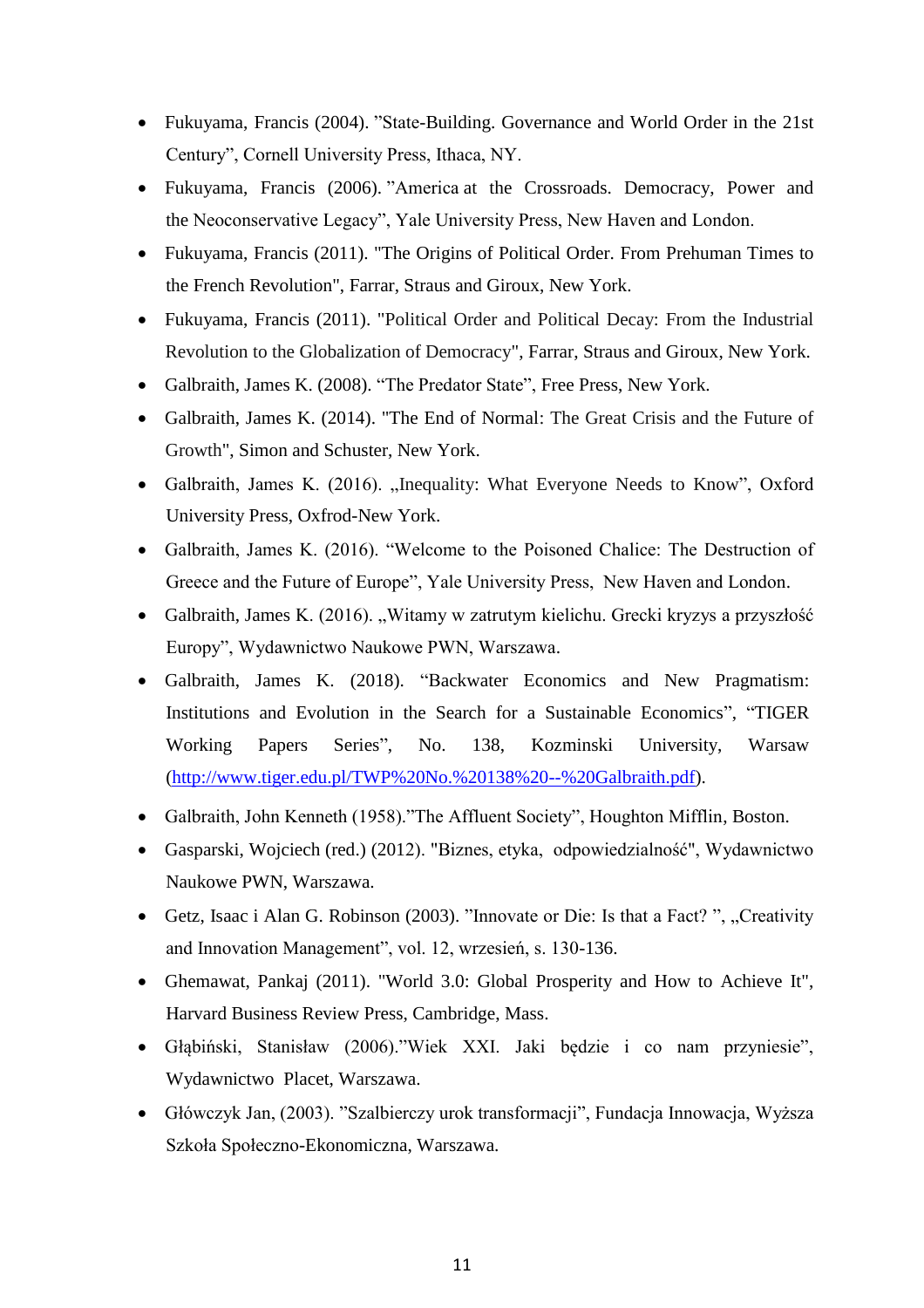- Fukuyama, Francis (2004). ”State-Building. Governance and World Order in the 21st Century”, Cornell University Press, Ithaca, NY.
- Fukuyama, Francis (2006). ”America at the Crossroads. Democracy, Power and the Neoconservative Legacy”, Yale University Press, New Haven and London.
- Fukuyama, Francis (2011). "The Origins of Political Order. From Prehuman Times to the French Revolution", Farrar, Straus and Giroux, New York.
- Fukuyama, Francis (2011). "Political Order and Political Decay: From the Industrial Revolution to the Globalization of Democracy", Farrar, Straus and Giroux, New York.
- Galbraith, James K. (2008). “The Predator State”, Free Press, New York.
- Galbraith, James K. (2014). "The End of Normal: The Great Crisis and the Future of Growth", Simon and Schuster, New York.
- Galbraith, James K. (2016). „Inequality: What Everyone Needs to Know”, Oxford University Press, Oxfrod-New York.
- Galbraith, James K. (2016). “Welcome to the Poisoned Chalice: The Destruction of Greece and the Future of Europe”, Yale University Press, New Haven and London.
- Galbraith, James K. (2016). „Witamy w zatrutym kielichu. Grecki kryzys a przyszłość Europy”, Wydawnictwo Naukowe PWN, Warszawa.
- Galbraith, James K. (2018). “Backwater Economics and New Pragmatism: Institutions and Evolution in the Search for a Sustainable Economics”, “TIGER Working Papers Series”, No. 138, Kozminski University, Warsaw (http://www.tiger.edu.pl/TWP%20No.%20138%20--%20Galbraith.pdf).
- Galbraith, John Kenneth (1958).”The Affluent Society”, Houghton Mifflin, Boston.
- Gasparski, Wojciech (red.) (2012). "Biznes, etyka, odpowiedzialność", Wydawnictwo Naukowe PWN, Warszawa.
- Getz, Isaac i Alan G. Robinson (2003). ”Innovate or Die: Is that a Fact? ”, „Creativity and Innovation Management”, vol. 12, wrzesień, s. 130-136.
- Ghemawat, Pankaj (2011). "World 3.0: Global Prosperity and How to Achieve It", Harvard Business Review Press, Cambridge, Mass.
- Głąbiński, Stanisław (2006).”Wiek XXI. Jaki będzie i co nam przyniesie”, Wydawnictwo Placet, Warszawa.
- Główczyk Jan, (2003). ”Szalbierczy urok transformacji”, Fundacja Innowacja, Wyższa Szkoła Społeczno-Ekonomiczna, Warszawa.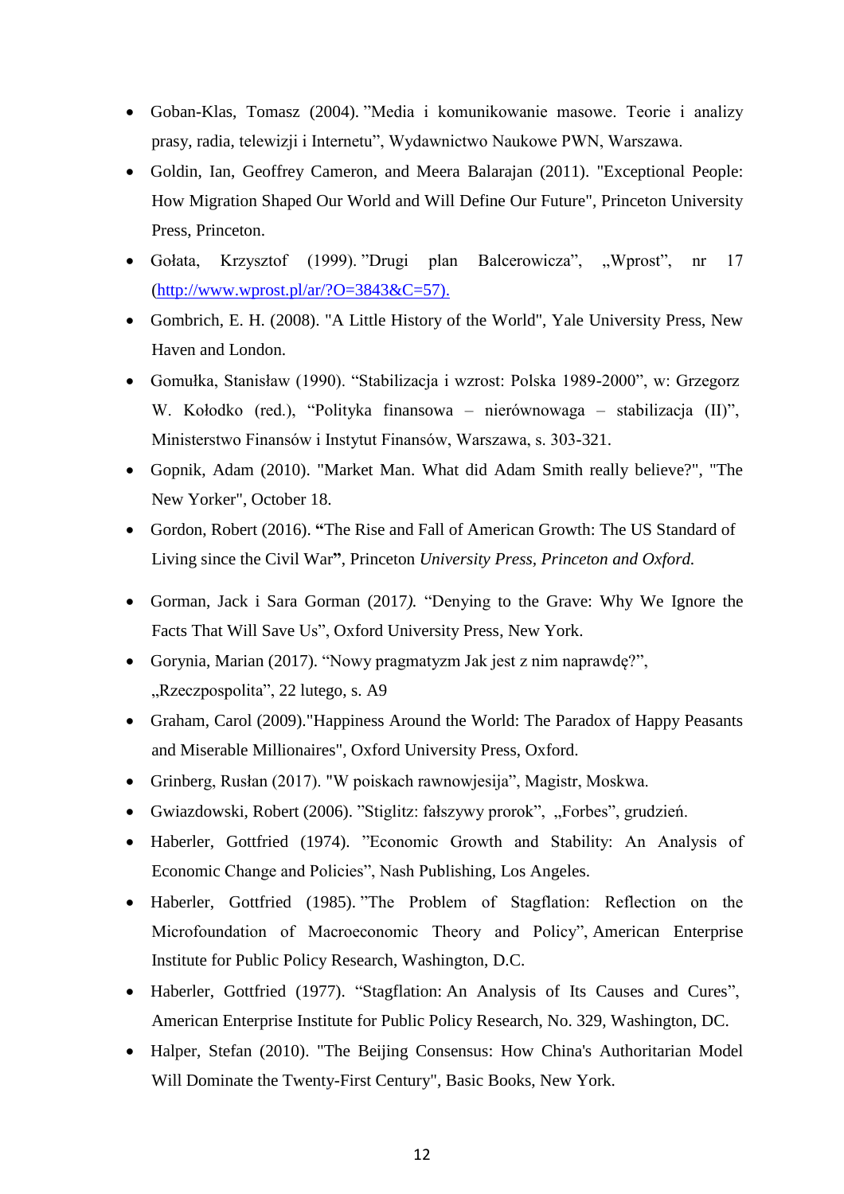- Goban-Klas, Tomasz (2004). ”Media i komunikowanie masowe. Teorie i analizy prasy, radia, telewizji i Internetu”, Wydawnictwo Naukowe PWN, Warszawa.
- Goldin, Ian, Geoffrey Cameron, and Meera Balarajan (2011). "Exceptional People: How Migration Shaped Our World and Will Define Our Future", Princeton University Press, Princeton.
- Gołata, Krzysztof (1999). ”Drugi plan Balcerowicza”, „Wprost”, nr 17 (http://www.wprost.pl/ar/?O=3843&C=57).
- Gombrich, E. H. (2008). "A Little History of the World", Yale University Press, New Haven and London.
- Gomułka, Stanisław (1990). “Stabilizacja i wzrost: Polska 1989-2000”, w: Grzegorz W. Kołodko (red.), “Polityka finansowa – nierównowaga – stabilizacja (II)”, Ministerstwo Finansów i Instytut Finansów, Warszawa, s. 303-321.
- Gopnik, Adam (2010). "Market Man. What did Adam Smith really believe?", "The New Yorker", October 18.
- Gordon, Robert (2016). **“**The Rise and Fall of American Growth: The US Standard of Living since the Civil War**”**, Princeton *University Press, Princeton and Oxford.*
- Gorman, Jack i Sara Gorman (2017*).* “Denying to the Grave: Why We Ignore the Facts That Will Save Us”, Oxford University Press, New York.
- Gorynia, Marian (2017). “Nowy pragmatyzm Jak jest z nim naprawdę?”, „Rzeczpospolita”, 22 lutego, s. A9
- Graham, Carol (2009)."Happiness Around the World: The Paradox of Happy Peasants and Miserable Millionaires", Oxford University Press, Oxford.
- Grinberg, Rusłan (2017). "W poiskach rawnowjesija”, Magistr, Moskwa.
- Gwiazdowski, Robert (2006). ”Stiglitz: fałszywy prorok”, „Forbes”, grudzień.
- Haberler, Gottfried (1974). ”Economic Growth and Stability: An Analysis of Economic Change and Policies”, Nash Publishing, Los Angeles.
- Haberler, Gottfried (1985). ”The Problem of Stagflation: Reflection on the Microfoundation of Macroeconomic Theory and Policy”, American Enterprise Institute for Public Policy Research, Washington, D.C.
- Haberler, Gottfried (1977). “Stagflation: An Analysis of Its Causes and Cures”, American Enterprise Institute for Public Policy Research, No. 329, Washington, DC.
- Halper, Stefan (2010). "The Beijing Consensus: How China's Authoritarian Model Will Dominate the Twenty-First Century", Basic Books, New York.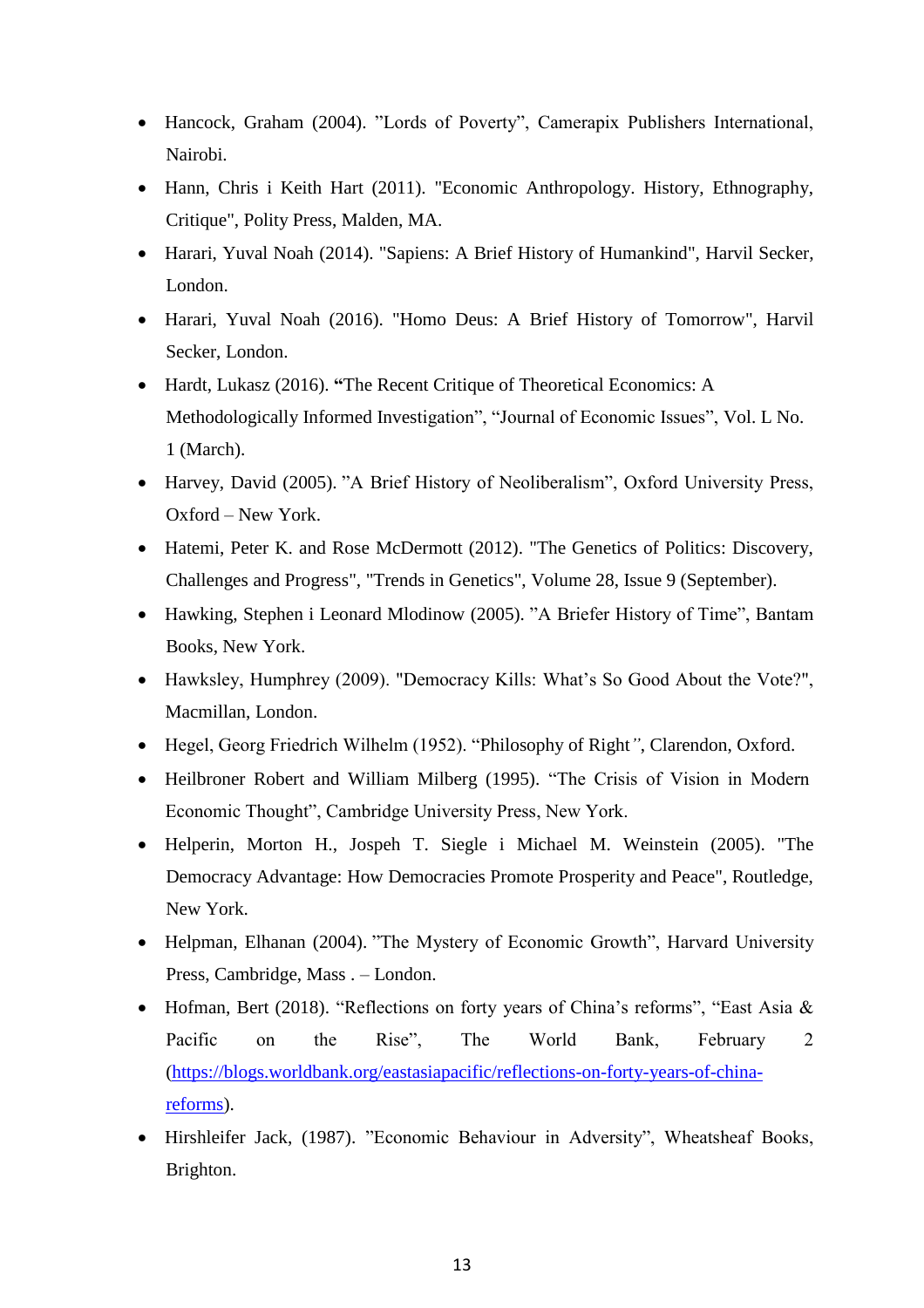- Hancock, Graham (2004). ”Lords of Poverty”, Camerapix Publishers International, Nairobi.
- Hann, Chris i Keith Hart (2011). "Economic Anthropology. History, Ethnography, Critique", Polity Press, Malden, MA.
- Harari, Yuval Noah (2014). "Sapiens: A Brief History of Humankind", Harvil Secker, London.
- Harari, Yuval Noah (2016). "Homo Deus: A Brief History of Tomorrow", Harvil Secker, London.
- Hardt, Lukasz (2016). **“**The Recent Critique of Theoretical Economics: A Methodologically Informed Investigation”, “Journal of Economic Issues”, Vol. L No. 1 (March).
- Harvey, David (2005). ”A Brief History of Neoliberalism”, Oxford University Press, Oxford – New York.
- Hatemi, Peter K. and Rose McDermott (2012). "The Genetics of Politics: Discovery, Challenges and Progress", "Trends in Genetics", Volume 28, Issue 9 (September).
- Hawking, Stephen i Leonard Mlodinow (2005). ”A Briefer History of Time”, Bantam Books, New York.
- Hawksley, Humphrey (2009). "Democracy Kills: What’s So Good About the Vote?", Macmillan, London.
- Hegel, Georg Friedrich Wilhelm (1952). “Philosophy of Right”, Clarendon, Oxford.
- Heilbroner Robert and William Milberg (1995). “The Crisis of Vision in Modern Economic Thought”, Cambridge University Press, New York.
- Helperin, Morton H., Jospeh T. Siegle i Michael M. Weinstein (2005). "The Democracy Advantage: How Democracies Promote Prosperity and Peace", Routledge, New York.
- Helpman, Elhanan (2004). ”The Mystery of Economic Growth”, Harvard University Press, Cambridge, Mass . – London.
- Hofman, Bert (2018). “Reflections on forty years of China’s reforms”, “East Asia & Pacific on the Rise”, The World Bank, February 2 (https://blogs.worldbank.org/eastasiapacific/reflections-on-forty-years-of-china-reforms).
- Hirshleifer Jack, (1987). ”Economic Behaviour in Adversity”, Wheatsheaf Books, Brighton.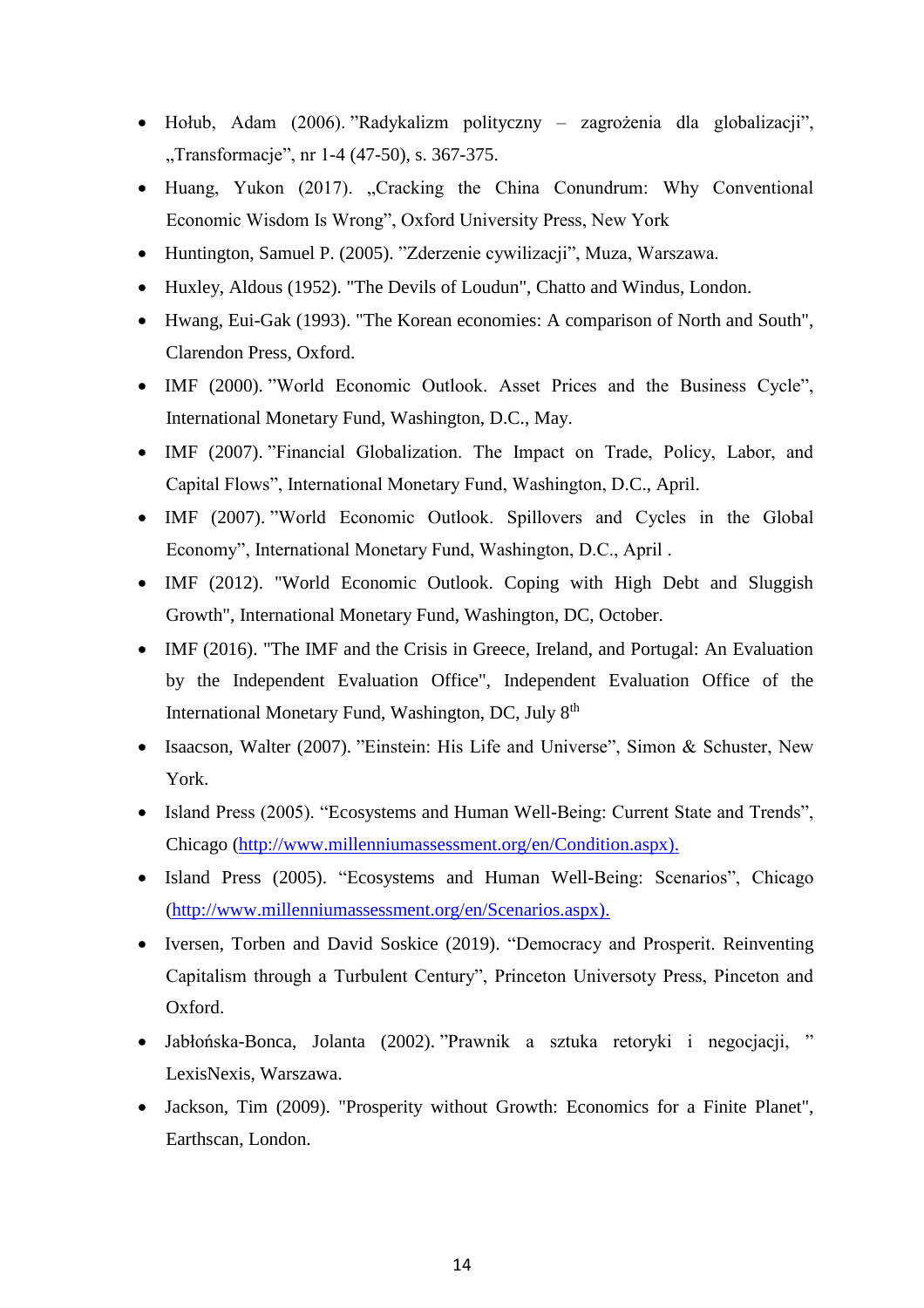- Hołub, Adam (2006). ”Radykalizm polityczny – zagrożenia dla globalizacji”, „Transformacje”, nr 1-4 (47-50), s. 367-375.
- Huang, Yukon (2017). „Cracking the China Conundrum: Why Conventional Economic Wisdom Is Wrong”, Oxford University Press, New York
- Huntington, Samuel P. (2005). ”Zderzenie cywilizacji”, Muza, Warszawa.
- Huxley, Aldous (1952). "The Devils of Loudun", Chatto and Windus, London.
- Hwang, Eui-Gak (1993). "The Korean economies: A comparison of North and South", Clarendon Press, Oxford.
- IMF (2000). ”World Economic Outlook. Asset Prices and the Business Cycle”, International Monetary Fund, Washington, D.C., May.
- IMF (2007). ”Financial Globalization. The Impact on Trade, Policy, Labor, and Capital Flows”, International Monetary Fund, Washington, D.C., April.
- IMF (2007). ”World Economic Outlook. Spillovers and Cycles in the Global Economy”, International Monetary Fund, Washington, D.C., April .
- IMF (2012). "World Economic Outlook. Coping with High Debt and Sluggish Growth", International Monetary Fund, Washington, DC, October.
- IMF (2016). "The IMF and the Crisis in Greece, Ireland, and Portugal: An Evaluation by the Independent Evaluation Office", Independent Evaluation Office of the International Monetary Fund, Washington, DC, July 8th
- Isaacson, Walter (2007). ”Einstein: His Life and Universe”, Simon & Schuster, New York.
- Island Press (2005). “Ecosystems and Human Well-Being: Current State and Trends”, Chicago (http://www.millenniumassessment.org/en/Condition.aspx).
- Island Press (2005). “Ecosystems and Human Well-Being: Scenarios”, Chicago (http://www.millenniumassessment.org/en/Scenarios.aspx).
- Iversen, Torben and David Soskice (2019). “Democracy and Prosperit. Reinventing Capitalism through a Turbulent Century”, Princeton Universoty Press, Pinceton and Oxford.
- Jabłońska-Bonca, Jolanta (2002). ”Prawnik a sztuka retoryki i negocjacji, ” LexisNexis, Warszawa.
- Jackson, Tim (2009). "Prosperity without Growth: Economics for a Finite Planet", Earthscan, London.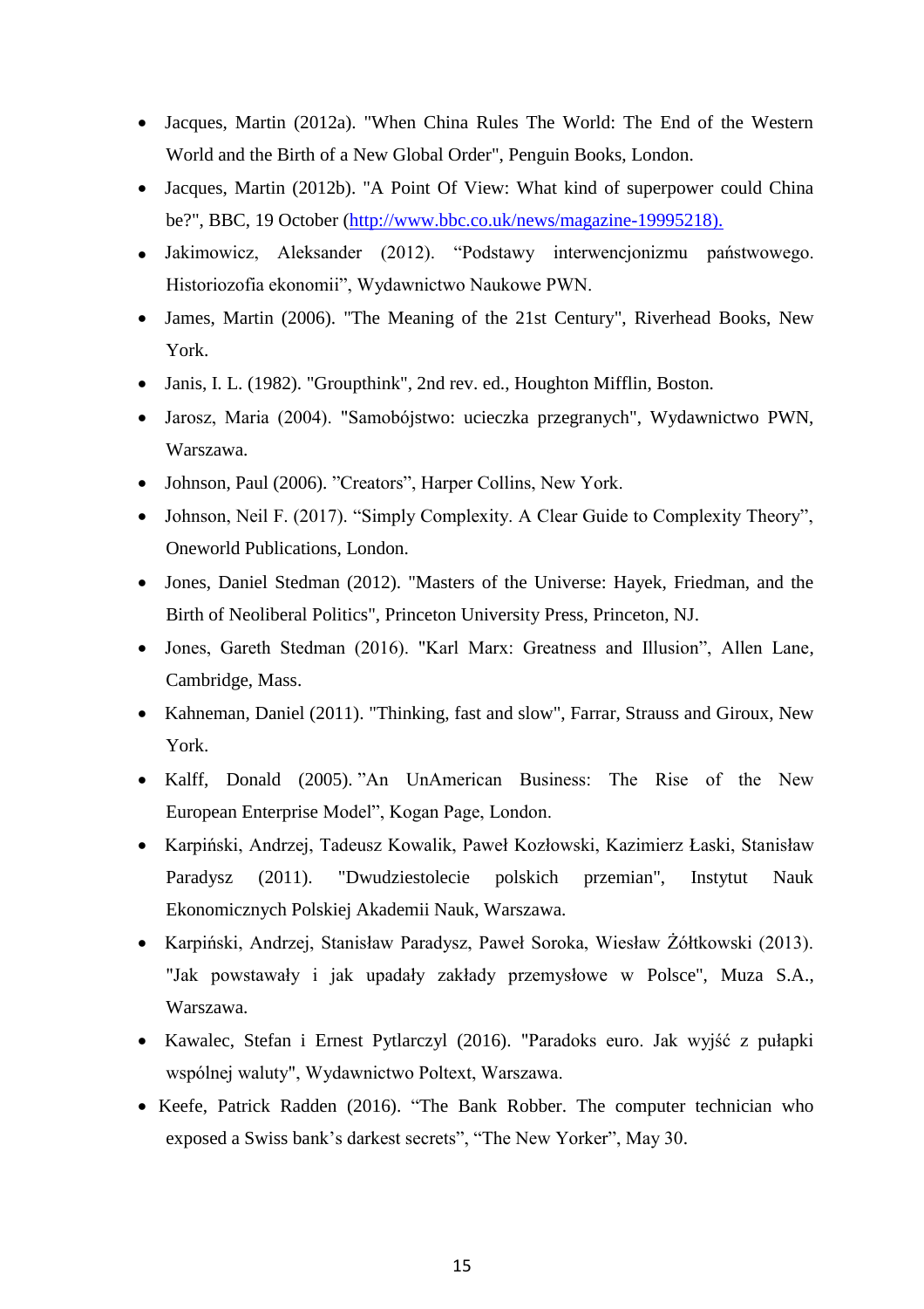- Jacques, Martin (2012a). "When China Rules The World: The End of the Western World and the Birth of a New Global Order", Penguin Books, London.
- Jacques, Martin (2012b). "A Point Of View: What kind of superpower could China be?", BBC, 19 October (http://www.bbc.co.uk/news/magazine-19995218).
- Jakimowicz, Aleksander (2012). "Podstawy interwencjonizmu państwowego. Historiozofia ekonomii", Wydawnictwo Naukowe PWN.
- James, Martin (2006). "The Meaning of the 21st Century", Riverhead Books, New York.
- Janis, I. L. (1982). "Groupthink", 2nd rev. ed., Houghton Mifflin, Boston.
- Jarosz, Maria (2004). "Samobójstwo: ucieczka przegranych", Wydawnictwo PWN, Warszawa.
- Johnson, Paul (2006). "Creators", Harper Collins, New York.
- Johnson, Neil F. (2017). "Simply Complexity. A Clear Guide to Complexity Theory", Oneworld Publications, London.
- Jones, Daniel Stedman (2012). "Masters of the Universe: Hayek, Friedman, and the Birth of Neoliberal Politics", Princeton University Press, Princeton, NJ.
- Jones, Gareth Stedman (2016). "Karl Marx: Greatness and Illusion", Allen Lane, Cambridge, Mass.
- Kahneman, Daniel (2011). "Thinking, fast and slow", Farrar, Strauss and Giroux, New York.
- Kalff, Donald (2005). "An UnAmerican Business: The Rise of the New European Enterprise Model", Kogan Page, London.
- Karpiński, Andrzej, Tadeusz Kowalik, Paweł Kozłowski, Kazimierz Łaski, Stanisław Paradysz (2011). "Dwudziestolecie polskich przemian", Instytut Nauk Ekonomicznych Polskiej Akademii Nauk, Warszawa.
- Karpiński, Andrzej, Stanisław Paradysz, Paweł Soroka, Wiesław Żółtkowski (2013). "Jak powstawały i jak upadały zakłady przemysłowe w Polsce", Muza S.A., Warszawa.
- Kawalec, Stefan i Ernest Pytlarczyl (2016). "Paradoks euro. Jak wyjść z pułapki wspólnej waluty", Wydawnictwo Poltext, Warszawa.
- Keefe, Patrick Radden (2016). "The Bank Robber. The computer technician who exposed a Swiss bank's darkest secrets", "The New Yorker", May 30.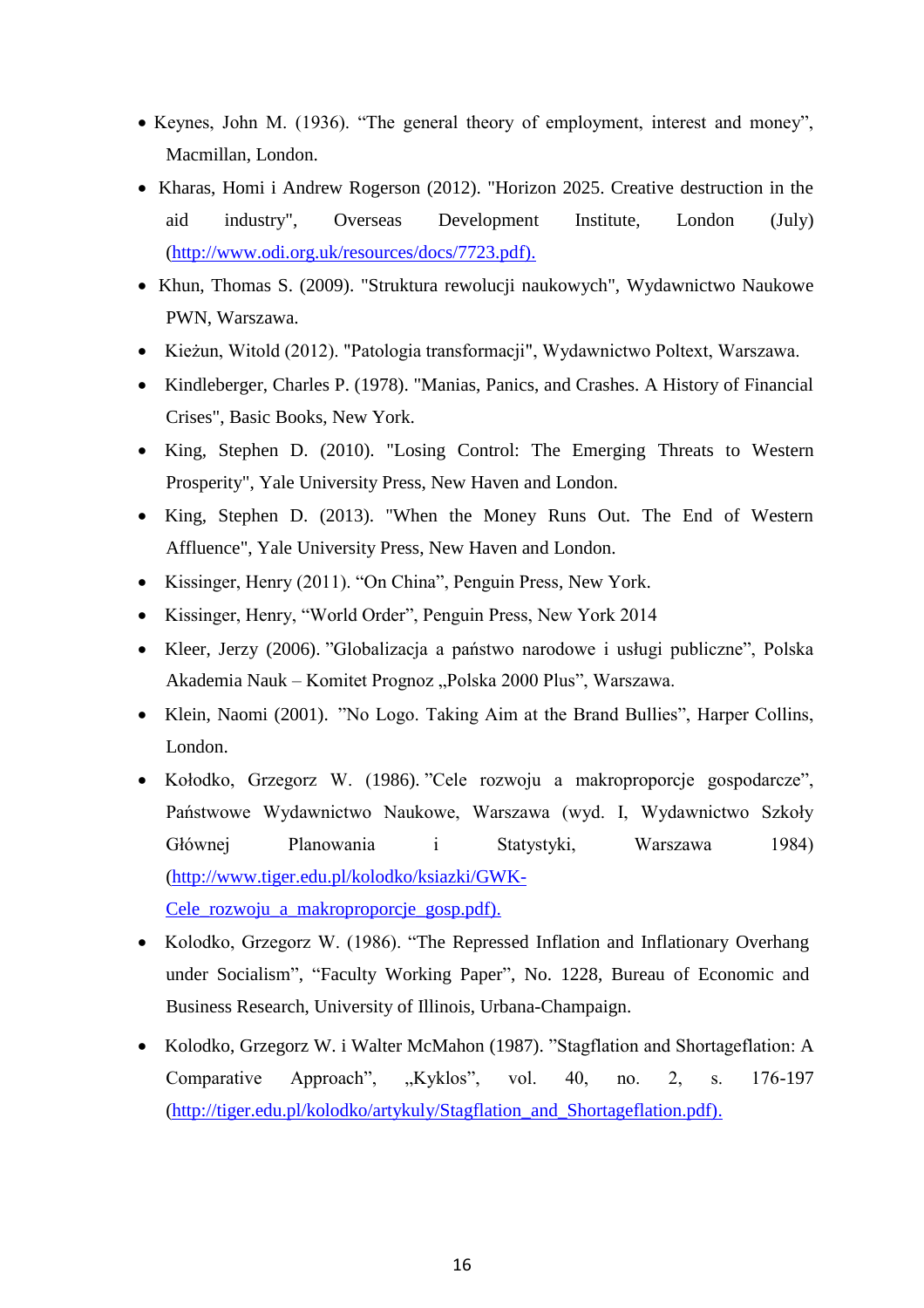- Keynes, John M. (1936). “The general theory of employment, interest and money”, Macmillan, London.
- Kharas, Homi i Andrew Rogerson (2012). "Horizon 2025. Creative destruction in the aid industry", Overseas Development Institute, London (July) (http://www.odi.org.uk/resources/docs/7723.pdf).
- Khun, Thomas S. (2009). "Struktura rewolucji naukowych", Wydawnictwo Naukowe PWN, Warszawa.
- Kieżun, Witold (2012). "Patologia transformacji", Wydawnictwo Poltext, Warszawa.
- Kindleberger, Charles P. (1978). "Manias, Panics, and Crashes. A History of Financial Crises", Basic Books, New York.
- King, Stephen D. (2010). "Losing Control: The Emerging Threats to Western Prosperity", Yale University Press, New Haven and London.
- King, Stephen D. (2013). "When the Money Runs Out. The End of Western Affluence", Yale University Press, New Haven and London.
- Kissinger, Henry (2011). “On China”, Penguin Press, New York.
- Kissinger, Henry, “World Order”, Penguin Press, New York 2014
- Kleer, Jerzy (2006). ”Globalizacja a państwo narodowe i usługi publiczne”, Polska Akademia Nauk – Komitet Prognoz „Polska 2000 Plus”, Warszawa.
- Klein, Naomi (2001). ”No Logo. Taking Aim at the Brand Bullies”, Harper Collins, London.
- Kołodko, Grzegorz W. (1986). ”Cele rozwoju a makroproporcje gospodarcze”, Państwowe Wydawnictwo Naukowe, Warszawa (wyd. I, Wydawnictwo Szkoły Głównej Planowania i Statystyki, Warszawa 1984) (http://www.tiger.edu.pl/kolodko/ksiazki/GWK-Cele_rozwoju_a_makroproporcje_gosp.pdf).
- Kolodko, Grzegorz W. (1986). “The Repressed Inflation and Inflationary Overhang under Socialism”, “Faculty Working Paper”, No. 1228, Bureau of Economic and Business Research, University of Illinois, Urbana-Champaign.
- Kolodko, Grzegorz W. i Walter McMahon (1987). ”Stagflation and Shortageflation: A Comparative Approach”, „Kyklos”, vol. 40, no. 2, s. 176-197 (http://tiger.edu.pl/kolodko/artykuly/Stagflation_and_Shortageflation.pdf).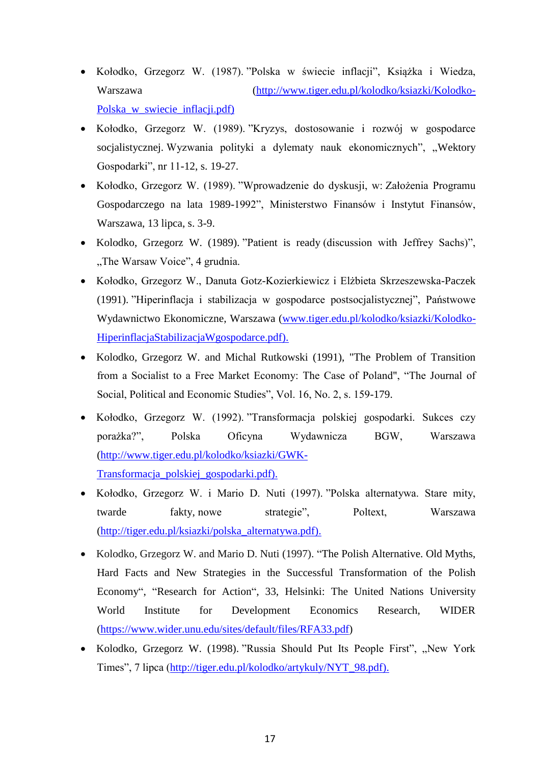- Kołodko, Grzegorz W. (1987). "Polska w świecie inflacji", Książka i Wiedza, Warszawa (http://www.tiger.edu.pl/kolodko/ksiazki/Kolodko-Polska_w_swiecie_inflacji.pdf)
- Kołodko, Grzegorz W. (1989). "Kryzys, dostosowanie i rozwój w gospodarce socjalistycznej. Wyzwania polityki a dylematy nauk ekonomicznych", „Wektory Gospodarki", nr 11-12, s. 19-27.
- Kołodko, Grzegorz W. (1989). "Wprowadzenie do dyskusji, w: Założenia Programu Gospodarczego na lata 1989-1992", Ministerstwo Finansów i Instytut Finansów, Warszawa, 13 lipca, s. 3-9.
- Kolodko, Grzegorz W. (1989). "Patient is ready (discussion with Jeffrey Sachs)", „The Warsaw Voice", 4 grudnia.
- Kołodko, Grzegorz W., Danuta Gotz-Kozierkiewicz i Elżbieta Skrzeszewska-Paczek (1991). "Hiperinflacja i stabilizacja w gospodarce postsocjalistycznej", Państwowe Wydawnictwo Ekonomiczne, Warszawa (www.tiger.edu.pl/kolodko/ksiazki/Kolodko-HiperinflacjaStabilizacjaWgospodarce.pdf).
- Kolodko, Grzegorz W. and Michal Rutkowski (1991), "The Problem of Transition from a Socialist to a Free Market Economy: The Case of Poland", "The Journal of Social, Political and Economic Studies", Vol. 16, No. 2, s. 159-179.
- Kołodko, Grzegorz W. (1992). "Transformacja polskiej gospodarki. Sukces czy porażka?", Polska Oficyna Wydawnicza BGW, Warszawa (http://www.tiger.edu.pl/kolodko/ksiazki/GWK-Transformacja_polskiej_gospodarki.pdf).
- Kołodko, Grzegorz W. i Mario D. Nuti (1997). "Polska alternatywa. Stare mity, twarde fakty, nowe strategie", Poltext, Warszawa (http://tiger.edu.pl/ksiazki/polska_alternatywa.pdf).
- Kolodko, Grzegorz W. and Mario D. Nuti (1997). "The Polish Alternative. Old Myths, Hard Facts and New Strategies in the Successful Transformation of the Polish Economy", "Research for Action", 33, Helsinki: The United Nations University World Institute for Development Economics Research, WIDER (https://www.wider.unu.edu/sites/default/files/RFA33.pdf)
- Kolodko, Grzegorz W. (1998). "Russia Should Put Its People First", „New York Times", 7 lipca (http://tiger.edu.pl/kolodko/artykuly/NYT_98.pdf).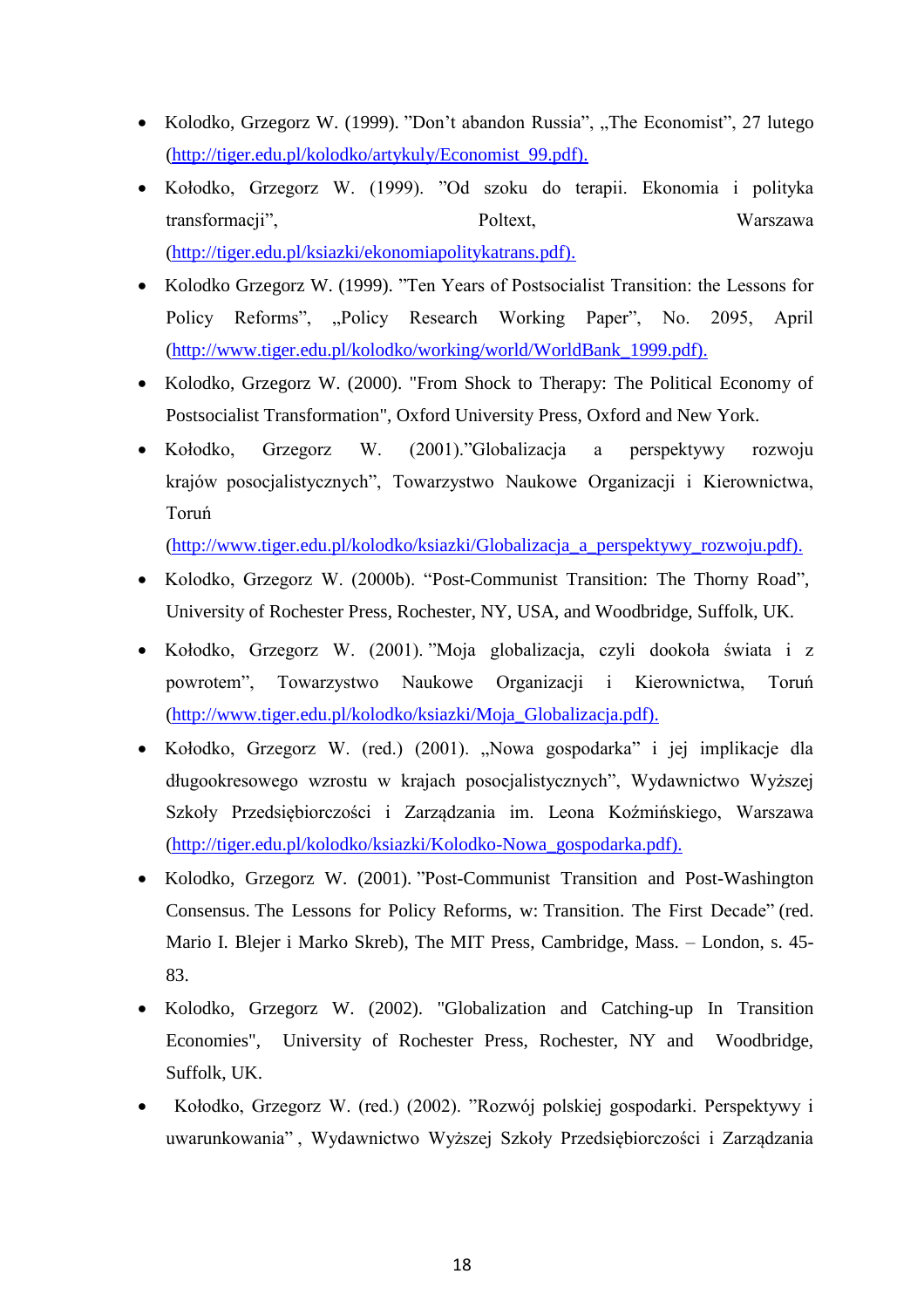- Kolodko, Grzegorz W. (1999). ”Don't abandon Russia”, „The Economist”, 27 lutego (http://tiger.edu.pl/kolodko/artykuly/Economist_99.pdf).
- Kołodko, Grzegorz W. (1999). ”Od szoku do terapii. Ekonomia i polityka transformacji”, Poltext, Warszawa (http://tiger.edu.pl/ksiazki/ekonomiapolitykatrans.pdf).
- Kolodko Grzegorz W. (1999). ”Ten Years of Postsocialist Transition: the Lessons for Policy Reforms”, „Policy Research Working Paper”, No. 2095, April (http://www.tiger.edu.pl/kolodko/working/world/WorldBank_1999.pdf).
- Kolodko, Grzegorz W. (2000). "From Shock to Therapy: The Political Economy of Postsocialist Transformation", Oxford University Press, Oxford and New York.
- Kołodko, Grzegorz W. (2001).”Globalizacja a perspektywy rozwoju krajów posocjalistycznych”, Towarzystwo Naukowe Organizacji i Kierownictwa, Toruń (http://www.tiger.edu.pl/kolodko/ksiazki/Globalizacja_a_perspektywy_rozwoju.pdf).
- Kolodko, Grzegorz W. (2000b). “Post-Communist Transition: The Thorny Road”, University of Rochester Press, Rochester, NY, USA, and Woodbridge, Suffolk, UK.
- Kołodko, Grzegorz W. (2001). ”Moja globalizacja, czyli dookoła świata i z powrotem”, Towarzystwo Naukowe Organizacji i Kierownictwa, Toruń (http://www.tiger.edu.pl/kolodko/ksiazki/Moja_Globalizacja.pdf).
- Kołodko, Grzegorz W. (red.) (2001). „Nowa gospodarka” i jej implikacje dla długookresowego wzrostu w krajach posocjalistycznych”, Wydawnictwo Wyższej Szkoły Przedsiębiorczości i Zarządzania im. Leona Koźmińskiego, Warszawa (http://tiger.edu.pl/kolodko/ksiazki/Kolodko-Nowa_gospodarka.pdf).
- Kolodko, Grzegorz W. (2001). ”Post-Communist Transition and Post-Washington Consensus. The Lessons for Policy Reforms, w: Transition. The First Decade” (red. Mario I. Blejer i Marko Skreb), The MIT Press, Cambridge, Mass. – London, s. 45-83.
- Kolodko, Grzegorz W. (2002). "Globalization and Catching-up In Transition Economies", University of Rochester Press, Rochester, NY and Woodbridge, Suffolk, UK.
- Kołodko, Grzegorz W. (red.) (2002). ”Rozwój polskiej gospodarki. Perspektywy i uwarunkowania” , Wydawnictwo Wyższej Szkoły Przedsiębiorczości i Zarządzania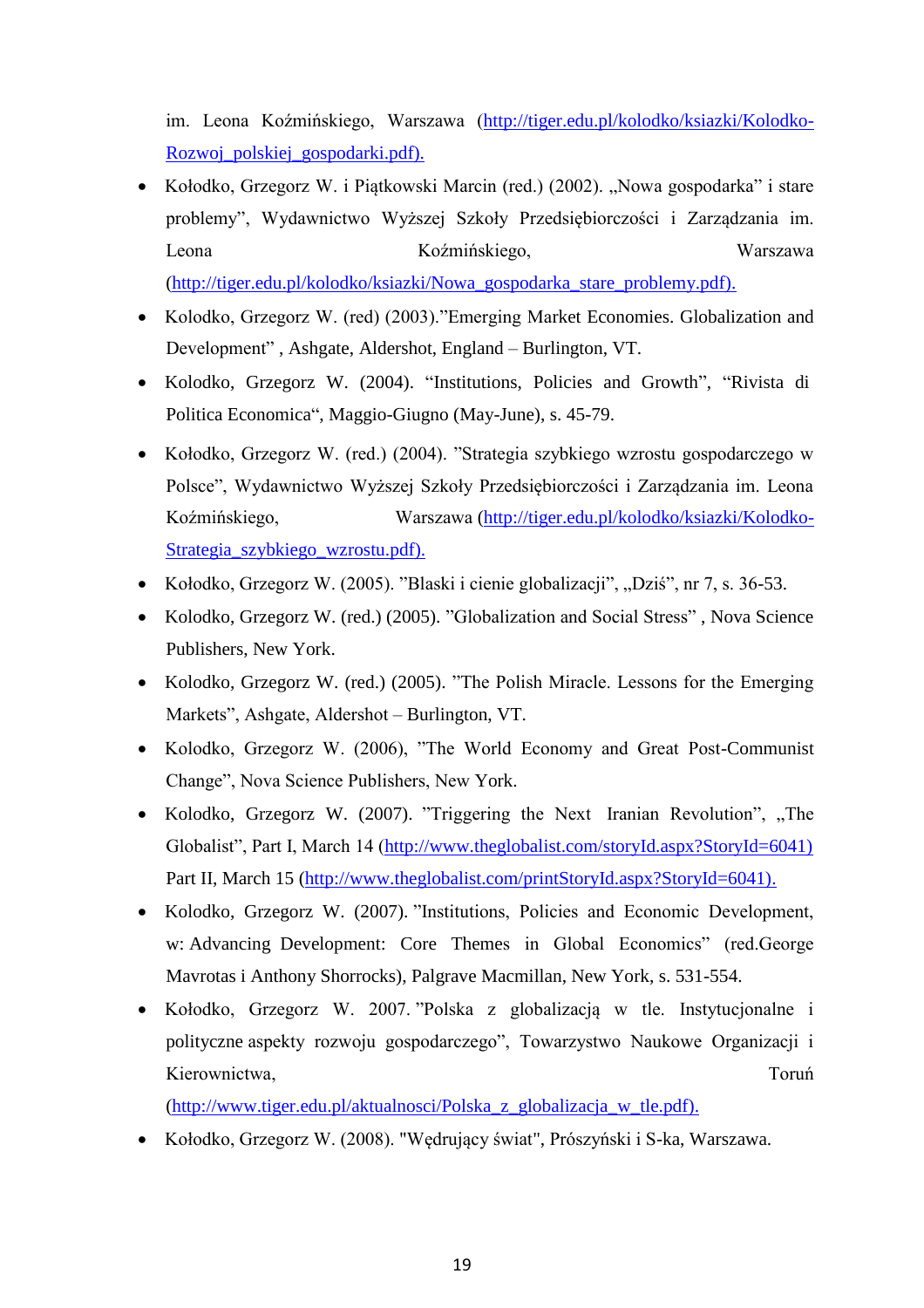im. Leona Koźmińskiego, Warszawa (http://tiger.edu.pl/kolodko/ksiazki/Kolodko-Rozwoj_polskiej_gospodarki.pdf).

- Kołodko, Grzegorz W. i Piątkowski Marcin (red.) (2002). „Nowa gospodarka" i stare problemy", Wydawnictwo Wyższej Szkoły Przedsiębiorczości i Zarządzania im. Leona Koźmińskiego, Warszawa (http://tiger.edu.pl/kolodko/ksiazki/Nowa_gospodarka_stare_problemy.pdf).
- Kolodko, Grzegorz W. (red) (2003)."Emerging Market Economies. Globalization and Development" , Ashgate, Aldershot, England – Burlington, VT.
- Kolodko, Grzegorz W. (2004). "Institutions, Policies and Growth", "Rivista di Politica Economica", Maggio-Giugno (May-June), s. 45-79.
- Kołodko, Grzegorz W. (red.) (2004). "Strategia szybkiego wzrostu gospodarczego w Polsce", Wydawnictwo Wyższej Szkoły Przedsiębiorczości i Zarządzania im. Leona Koźmińskiego, Warszawa (http://tiger.edu.pl/kolodko/ksiazki/Kolodko-Strategia_szybkiego_wzrostu.pdf).
- Kołodko, Grzegorz W. (2005). "Blaski i cienie globalizacji", „Dziś", nr 7, s. 36-53.
- Kolodko, Grzegorz W. (red.) (2005). "Globalization and Social Stress" , Nova Science Publishers, New York.
- Kolodko, Grzegorz W. (red.) (2005). "The Polish Miracle. Lessons for the Emerging Markets", Ashgate, Aldershot – Burlington, VT.
- Kolodko, Grzegorz W. (2006), "The World Economy and Great Post-Communist Change", Nova Science Publishers, New York.
- Kolodko, Grzegorz W. (2007). "Triggering the Next Iranian Revolution", „The Globalist", Part I, March 14 (http://www.theglobalist.com/storyId.aspx?StoryId=6041) Part II, March 15 (http://www.theglobalist.com/printStoryId.aspx?StoryId=6041).
- Kolodko, Grzegorz W. (2007). "Institutions, Policies and Economic Development, w: Advancing Development: Core Themes in Global Economics" (red.George Mavrotas i Anthony Shorrocks), Palgrave Macmillan, New York, s. 531-554.
- Kołodko, Grzegorz W. 2007. "Polska z globalizacją w tle. Instytucjonalne i polityczne aspekty rozwoju gospodarczego", Towarzystwo Naukowe Organizacji i Kierownictwa, Toruń (http://www.tiger.edu.pl/aktualnosci/Polska_z_globalizacja_w_tle.pdf).
- Kołodko, Grzegorz W. (2008). "Wędrujący świat", Prószyński i S-ka, Warszawa.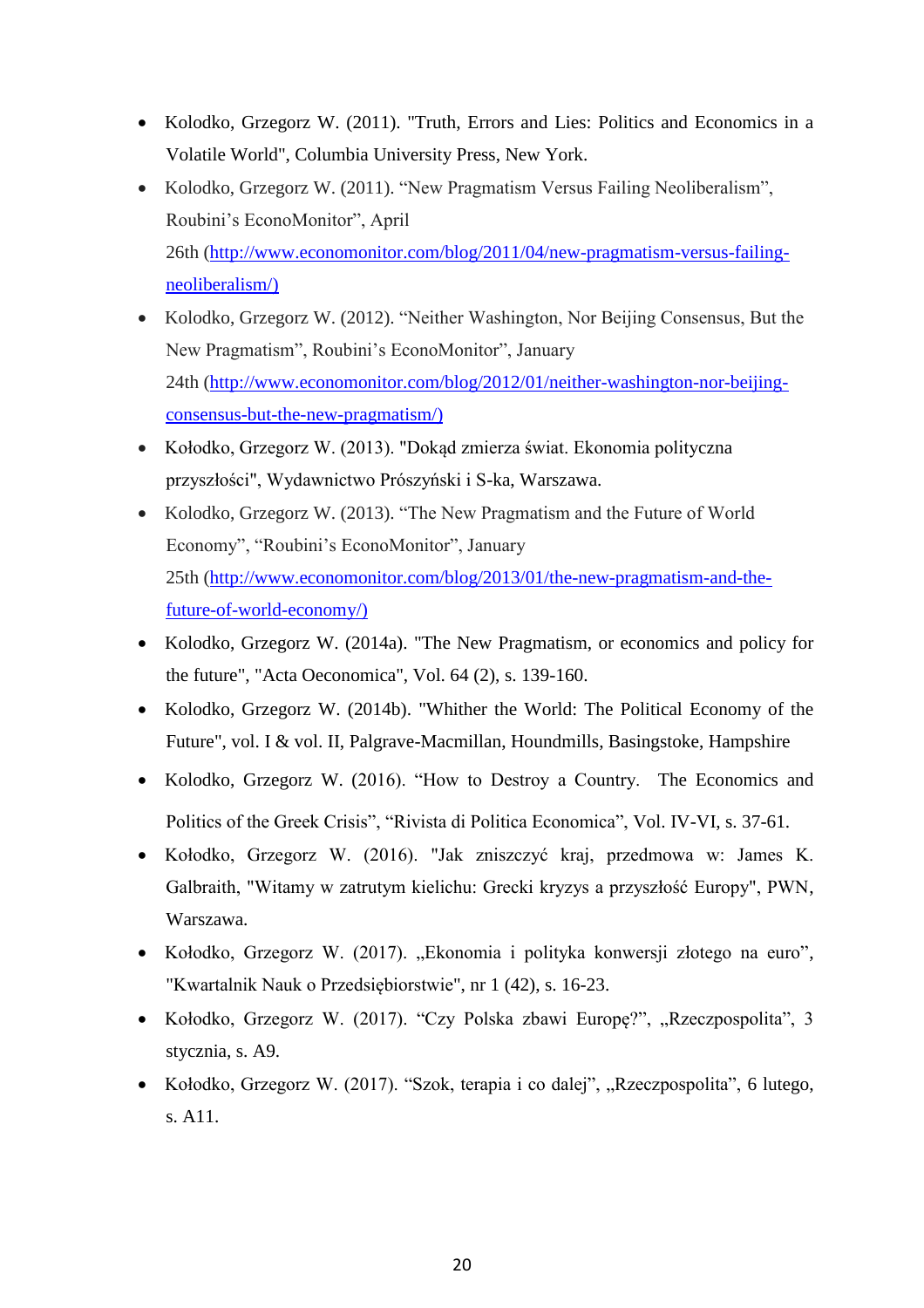- Kolodko, Grzegorz W. (2011). "Truth, Errors and Lies: Politics and Economics in a Volatile World", Columbia University Press, New York.
- Kolodko, Grzegorz W. (2011). "New Pragmatism Versus Failing Neoliberalism", Roubini's EconoMonitor", April 26th (http://www.economonitor.com/blog/2011/04/new-pragmatism-versus-failing-neoliberalism/)
- Kolodko, Grzegorz W. (2012). "Neither Washington, Nor Beijing Consensus, But the New Pragmatism", Roubini's EconoMonitor", January 24th (http://www.economonitor.com/blog/2012/01/neither-washington-nor-beijing-consensus-but-the-new-pragmatism/)
- Kołodko, Grzegorz W. (2013). "Dokąd zmierza świat. Ekonomia polityczna przyszłości", Wydawnictwo Prószyński i S-ka, Warszawa.
- Kolodko, Grzegorz W. (2013). "The New Pragmatism and the Future of World Economy", "Roubini's EconoMonitor", January 25th (http://www.economonitor.com/blog/2013/01/the-new-pragmatism-and-the-future-of-world-economy/)
- Kolodko, Grzegorz W. (2014a). "The New Pragmatism, or economics and policy for the future", "Acta Oeconomica", Vol. 64 (2), s. 139-160.
- Kolodko, Grzegorz W. (2014b). "Whither the World: The Political Economy of the Future", vol. I & vol. II, Palgrave-Macmillan, Houndmills, Basingstoke, Hampshire
- Kolodko, Grzegorz W. (2016). "How to Destroy a Country. The Economics and Politics of the Greek Crisis", "Rivista di Politica Economica", Vol. IV-VI, s. 37-61.
- Kołodko, Grzegorz W. (2016). "Jak zniszczyć kraj, przedmowa w: James K. Galbraith, "Witamy w zatrutym kielichu: Grecki kryzys a przyszłość Europy", PWN, Warszawa.
- Kołodko, Grzegorz W. (2017). „Ekonomia i polityka konwersji złotego na euro", "Kwartalnik Nauk o Przedsiębiorstwie", nr 1 (42), s. 16-23.
- Kołodko, Grzegorz W. (2017). "Czy Polska zbawi Europę?", „Rzeczpospolita", 3 stycznia, s. A9.
- Kołodko, Grzegorz W. (2017). "Szok, terapia i co dalej", „Rzeczpospolita", 6 lutego, s. A11.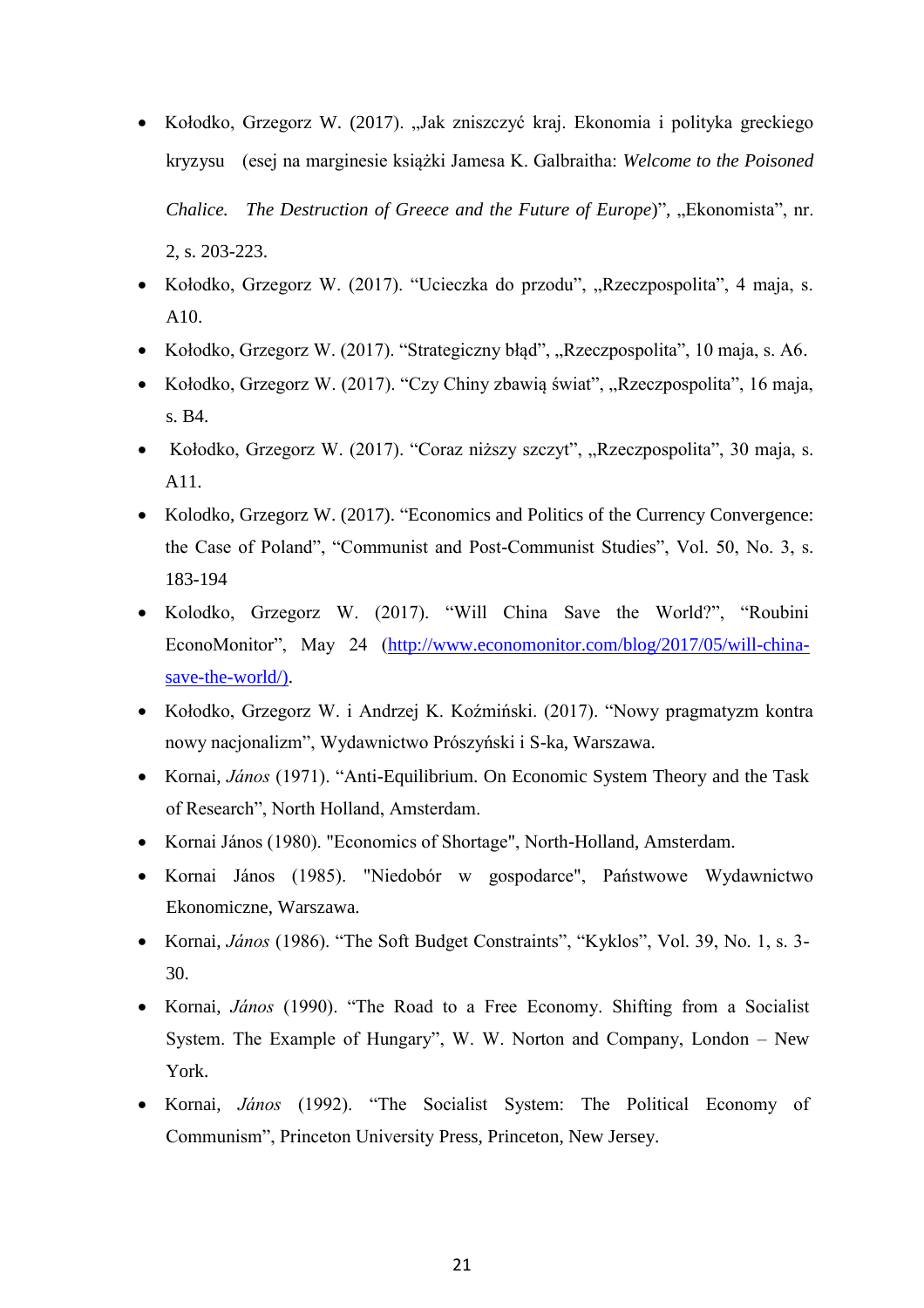- Kołodko, Grzegorz W. (2017). „Jak zniszczyć kraj. Ekonomia i polityka greckiego kryzysu (esej na marginesie książki Jamesa K. Galbraitha: *Welcome to the Poisoned Chalice. The Destruction of Greece and the Future of Europe*)", „Ekonomista", nr. 2, s. 203-223.
- Kołodko, Grzegorz W. (2017). "Ucieczka do przodu", „Rzeczpospolita", 4 maja, s. A10.
- Kołodko, Grzegorz W. (2017). "Strategiczny błąd", „Rzeczpospolita", 10 maja, s. A6.
- Kołodko, Grzegorz W. (2017). "Czy Chiny zbawią świat", „Rzeczpospolita", 16 maja, s. B4.
- Kołodko, Grzegorz W. (2017). "Coraz niższy szczyt", „Rzeczpospolita", 30 maja, s. A11.
- Kolodko, Grzegorz W. (2017). "Economics and Politics of the Currency Convergence: the Case of Poland", "Communist and Post-Communist Studies", Vol. 50, No. 3, s. 183-194
- Kolodko, Grzegorz W. (2017). "Will China Save the World?", "Roubini EconoMonitor", May 24 (http://www.economonitor.com/blog/2017/05/will-china-save-the-world/).
- Kołodko, Grzegorz W. i Andrzej K. Koźmiński. (2017). "Nowy pragmatyzm kontra nowy nacjonalizm", Wydawnictwo Prószyński i S-ka, Warszawa.
- Kornai, *János* (1971). "Anti-Equilibrium. On Economic System Theory and the Task of Research", North Holland, Amsterdam.
- Kornai János (1980). "Economics of Shortage", North-Holland, Amsterdam.
- Kornai János (1985). "Niedobór w gospodarce", Państwowe Wydawnictwo Ekonomiczne, Warszawa.
- Kornai, *János* (1986). "The Soft Budget Constraints", "Kyklos", Vol. 39, No. 1, s. 3-30.
- Kornai, *János* (1990). "The Road to a Free Economy. Shifting from a Socialist System. The Example of Hungary", W. W. Norton and Company, London – New York.
- Kornai, *János* (1992). "The Socialist System: The Political Economy of Communism", Princeton University Press, Princeton, New Jersey.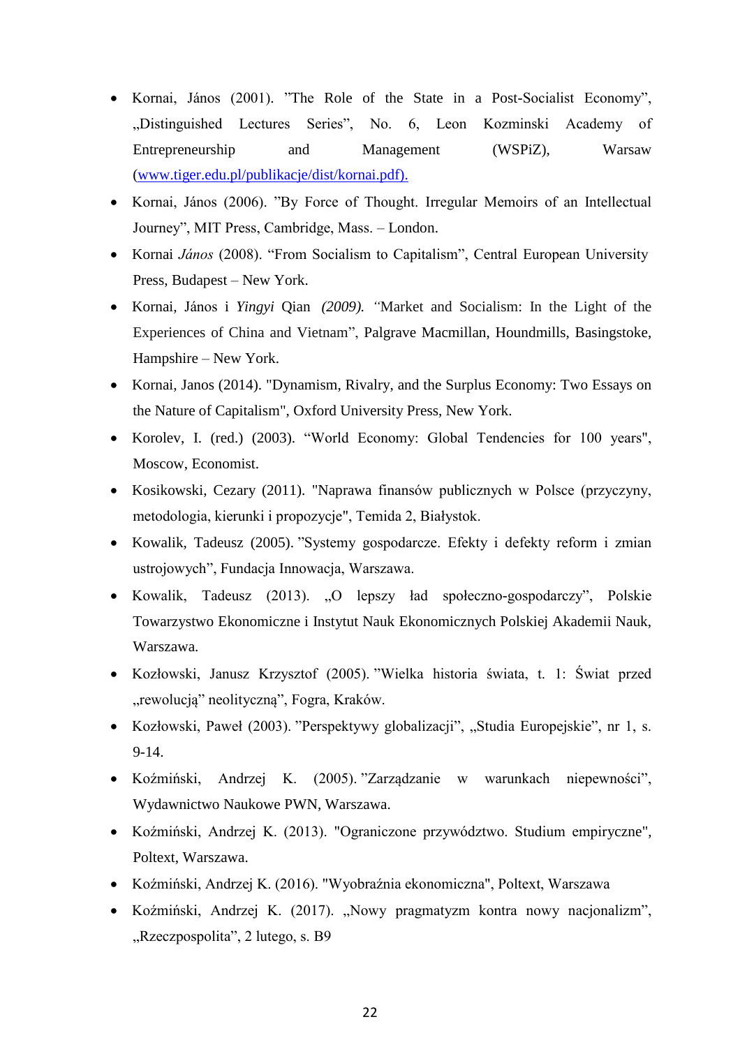- Kornai, János (2001). ”The Role of the State in a Post-Socialist Economy”, „Distinguished Lectures Series”, No. 6, Leon Kozminski Academy of Entrepreneurship and Management (WSPiZ), Warsaw ([www.tiger.edu.pl/publikacje/dist/kornai.pdf).](www.tiger.edu.pl/publikacje/dist/kornai.pdf)
- Kornai, János (2006). ”By Force of Thought. Irregular Memoirs of an Intellectual Journey”, MIT Press, Cambridge, Mass. – London.
- Kornai *János* (2008). “From Socialism to Capitalism”, Central European University Press, Budapest – New York.
- Kornai, János i *Yingyi* Qian *(2009). “*Market and Socialism: In the Light of the Experiences of China and Vietnam”, Palgrave Macmillan, Houndmills, Basingstoke, Hampshire – New York.
- Kornai, Janos (2014). "Dynamism, Rivalry, and the Surplus Economy: Two Essays on the Nature of Capitalism", Oxford University Press, New York.
- Korolev, I. (red.) (2003). “World Economy: Global Tendencies for 100 years", Moscow, Economist.
- Kosikowski, Cezary (2011). "Naprawa finansów publicznych w Polsce (przyczyny, metodologia, kierunki i propozycje", Temida 2, Białystok.
- Kowalik, Tadeusz (2005). ”Systemy gospodarcze. Efekty i defekty reform i zmian ustrojowych”, Fundacja Innowacja, Warszawa.
- Kowalik, Tadeusz (2013). „O lepszy ład społeczno-gospodarczy”, Polskie Towarzystwo Ekonomiczne i Instytut Nauk Ekonomicznych Polskiej Akademii Nauk, Warszawa.
- Kozłowski, Janusz Krzysztof (2005). ”Wielka historia świata, t. 1: Świat przed „rewolucją” neolityczną”, Fogra, Kraków.
- Kozłowski, Paweł (2003). ”Perspektywy globalizacji”, „Studia Europejskie”, nr 1, s. 9-14.
- Koźmiński, Andrzej K. (2005). ”Zarządzanie w warunkach niepewności”, Wydawnictwo Naukowe PWN, Warszawa.
- Koźmiński, Andrzej K. (2013). "Ograniczone przywództwo. Studium empiryczne", Poltext, Warszawa.
- Koźmiński, Andrzej K. (2016). "Wyobraźnia ekonomiczna", Poltext, Warszawa
- Koźmiński, Andrzej K. (2017). „Nowy pragmatyzm kontra nowy nacjonalizm”, „Rzeczpospolita”, 2 lutego, s. B9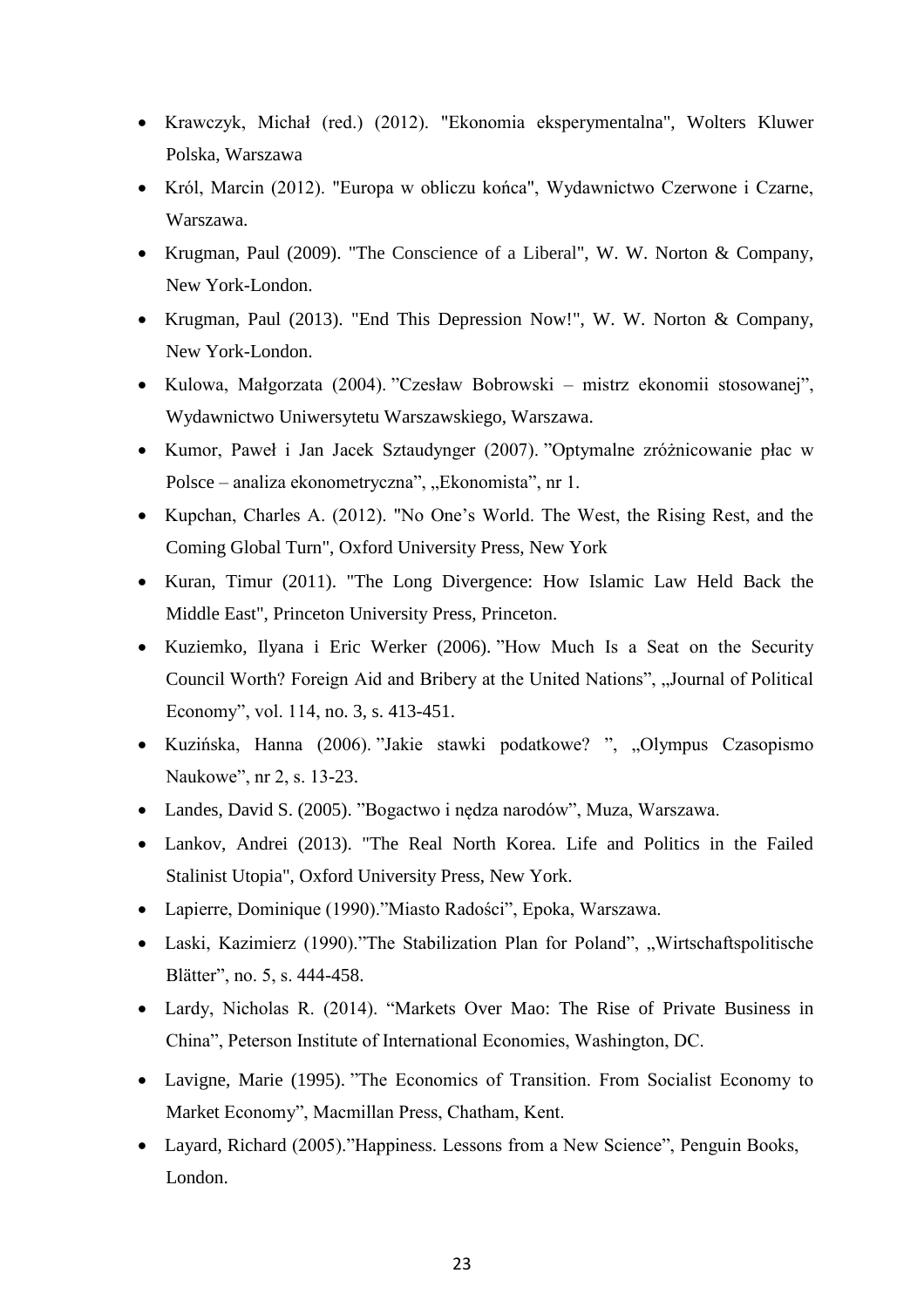- Krawczyk, Michał (red.) (2012). "Ekonomia eksperymentalna", Wolters Kluwer Polska, Warszawa
- Król, Marcin (2012). "Europa w obliczu końca", Wydawnictwo Czerwone i Czarne, Warszawa.
- Krugman, Paul (2009). "The Conscience of a Liberal", W. W. Norton & Company, New York-London.
- Krugman, Paul (2013). "End This Depression Now!", W. W. Norton & Company, New York-London.
- Kulowa, Małgorzata (2004). "Czesław Bobrowski – mistrz ekonomii stosowanej", Wydawnictwo Uniwersytetu Warszawskiego, Warszawa.
- Kumor, Paweł i Jan Jacek Sztaudynger (2007). "Optymalne zróżnicowanie płac w Polsce – analiza ekonometryczna", „Ekonomista", nr 1.
- Kupchan, Charles A. (2012). "No One's World. The West, the Rising Rest, and the Coming Global Turn", Oxford University Press, New York
- Kuran, Timur (2011). "The Long Divergence: How Islamic Law Held Back the Middle East", Princeton University Press, Princeton.
- Kuziemko, Ilyana i Eric Werker (2006). "How Much Is a Seat on the Security Council Worth? Foreign Aid and Bribery at the United Nations", „Journal of Political Economy", vol. 114, no. 3, s. 413-451.
- Kuzińska, Hanna (2006). "Jakie stawki podatkowe? ", „Olympus Czasopismo Naukowe", nr 2, s. 13-23.
- Landes, David S. (2005). "Bogactwo i nędza narodów", Muza, Warszawa.
- Lankov, Andrei (2013). "The Real North Korea. Life and Politics in the Failed Stalinist Utopia", Oxford University Press, New York.
- Lapierre, Dominique (1990)."Miasto Radości", Epoka, Warszawa.
- Laski, Kazimierz (1990)."The Stabilization Plan for Poland", „Wirtschaftspolitische Blätter", no. 5, s. 444-458.
- Lardy, Nicholas R. (2014). "Markets Over Mao: The Rise of Private Business in China", Peterson Institute of International Economies, Washington, DC.
- Lavigne, Marie (1995). "The Economics of Transition. From Socialist Economy to Market Economy", Macmillan Press, Chatham, Kent.
- Layard, Richard (2005)."Happiness. Lessons from a New Science", Penguin Books, London.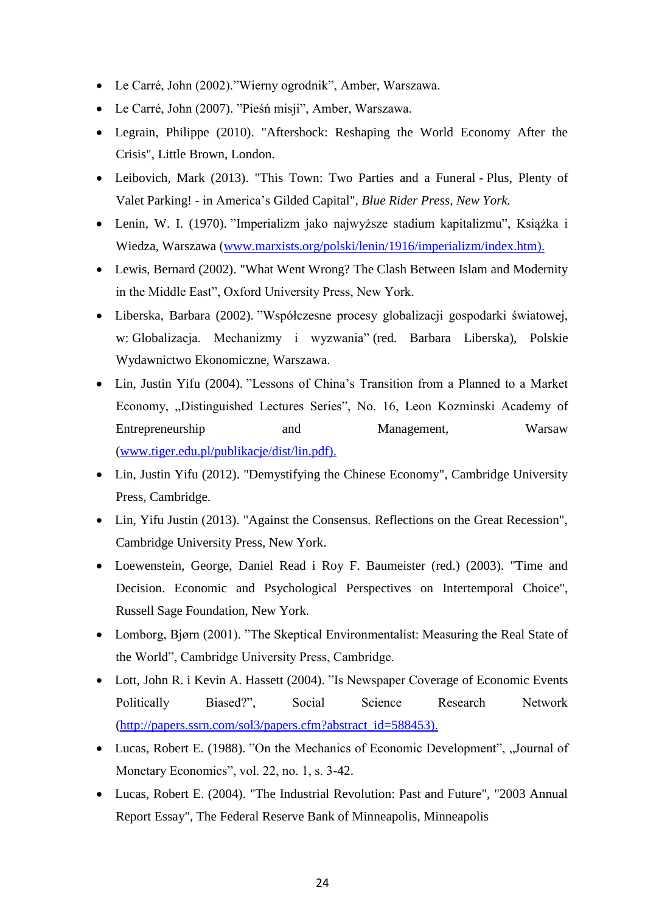- Le Carré, John (2002).”Wierny ogrodnik”, Amber, Warszawa.
- Le Carré, John (2007). ”Pieśń misji”, Amber, Warszawa.
- Legrain, Philippe (2010). "Aftershock: Reshaping the World Economy After the Crisis", Little Brown, London.
- Leibovich, Mark (2013). "This Town: Two Parties and a Funeral - Plus, Plenty of Valet Parking! - in America’s Gilded Capital", *Blue Rider Press, New York.*
- Lenin, W. I. (1970). ”Imperializm jako najwyższe stadium kapitalizmu”, Książka i Wiedza, Warszawa (www.marxists.org/polski/lenin/1916/imperializm/index.htm).
- Lewis, Bernard (2002). "What Went Wrong? The Clash Between Islam and Modernity in the Middle East”, Oxford University Press, New York.
- Liberska, Barbara (2002). ”Współczesne procesy globalizacji gospodarki światowej, w: Globalizacja. Mechanizmy i wyzwania” (red. Barbara Liberska), Polskie Wydawnictwo Ekonomiczne, Warszawa.
- Lin, Justin Yifu (2004). ”Lessons of China’s Transition from a Planned to a Market Economy, „Distinguished Lectures Series”, No. 16, Leon Kozminski Academy of Entrepreneurship and Management, Warsaw (www.tiger.edu.pl/publikacje/dist/lin.pdf).
- Lin, Justin Yifu (2012). "Demystifying the Chinese Economy", Cambridge University Press, Cambridge.
- Lin, Yifu Justin (2013). "Against the Consensus. Reflections on the Great Recession", Cambridge University Press, New York.
- Loewenstein, George, Daniel Read i Roy F. Baumeister (red.) (2003). "Time and Decision. Economic and Psychological Perspectives on Intertemporal Choice", Russell Sage Foundation, New York.
- Lomborg, Bjørn (2001). ”The Skeptical Environmentalist: Measuring the Real State of the World”, Cambridge University Press, Cambridge.
- Lott, John R. i Kevin A. Hassett (2004). ”Is Newspaper Coverage of Economic Events Politically Biased?”, Social Science Research Network (http://papers.ssrn.com/sol3/papers.cfm?abstract_id=588453).
- Lucas, Robert E. (1988). ”On the Mechanics of Economic Development”, „Journal of Monetary Economics”, vol. 22, no. 1, s. 3-42.
- Lucas, Robert E. (2004). "The Industrial Revolution: Past and Future", "2003 Annual Report Essay", The Federal Reserve Bank of Minneapolis, Minneapolis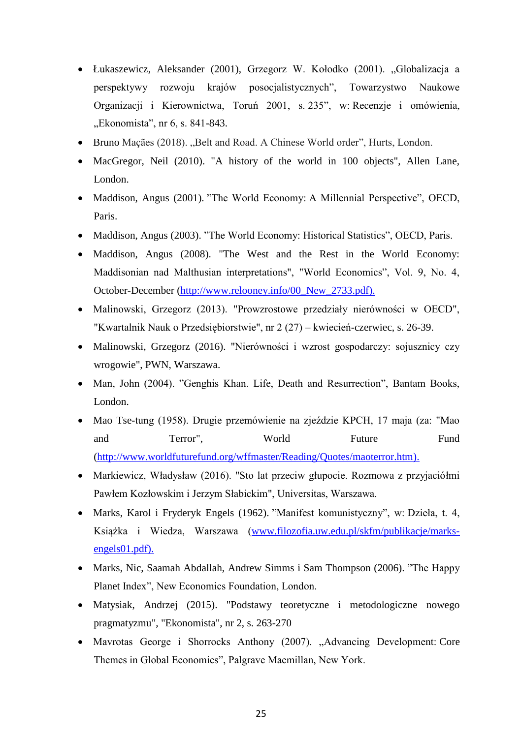- Łukaszewicz, Aleksander (2001), Grzegorz W. Kołodko (2001). „Globalizacja a perspektywy rozwoju krajów posocjalistycznych", Towarzystwo Naukowe Organizacji i Kierownictwa, Toruń 2001, s. 235", w: Recenzje i omówienia, „Ekonomista", nr 6, s. 841-843.
- Bruno Maçães (2018). „Belt and Road. A Chinese World order", Hurts, London.
- MacGregor, Neil (2010). "A history of the world in 100 objects", Allen Lane, London.
- Maddison, Angus (2001). "The World Economy: A Millennial Perspective", OECD, Paris.
- Maddison, Angus (2003). "The World Economy: Historical Statistics", OECD, Paris.
- Maddison, Angus (2008). "The West and the Rest in the World Economy: Maddisonian nad Malthusian interpretations", "World Economics", Vol. 9, No. 4, October-December (http://www.relooney.info/00_New_2733.pdf).
- Malinowski, Grzegorz (2013). "Prowzrostowe przedziały nierówności w OECD", "Kwartalnik Nauk o Przedsiębiorstwie", nr 2 (27) – kwiecień-czerwiec, s. 26-39.
- Malinowski, Grzegorz (2016). "Nierówności i wzrost gospodarczy: sojusznicy czy wrogowie", PWN, Warszawa.
- Man, John (2004). "Genghis Khan. Life, Death and Resurrection", Bantam Books, London.
- Mao Tse-tung (1958). Drugie przemówienie na zjeździe KPCH, 17 maja (za: "Mao and Terror", World Future Fund (http://www.worldfuturefund.org/wffmaster/Reading/Quotes/maoterror.htm).
- Markiewicz, Władysław (2016). "Sto lat przeciw głupocie. Rozmowa z przyjaciółmi Pawłem Kozłowskim i Jerzym Słabickim", Universitas, Warszawa.
- Marks, Karol i Fryderyk Engels (1962). "Manifest komunistyczny", w: Dzieła, t. 4, Książka i Wiedza, Warszawa (www.filozofia.uw.edu.pl/skfm/publikacje/marks-engels01.pdf).
- Marks, Nic, Saamah Abdallah, Andrew Simms i Sam Thompson (2006). "The Happy Planet Index", New Economics Foundation, London.
- Matysiak, Andrzej (2015). "Podstawy teoretyczne i metodologiczne nowego pragmatyzmu", "Ekonomista", nr 2, s. 263-270
- Mavrotas George i Shorrocks Anthony (2007). „Advancing Development: Core Themes in Global Economics", Palgrave Macmillan, New York.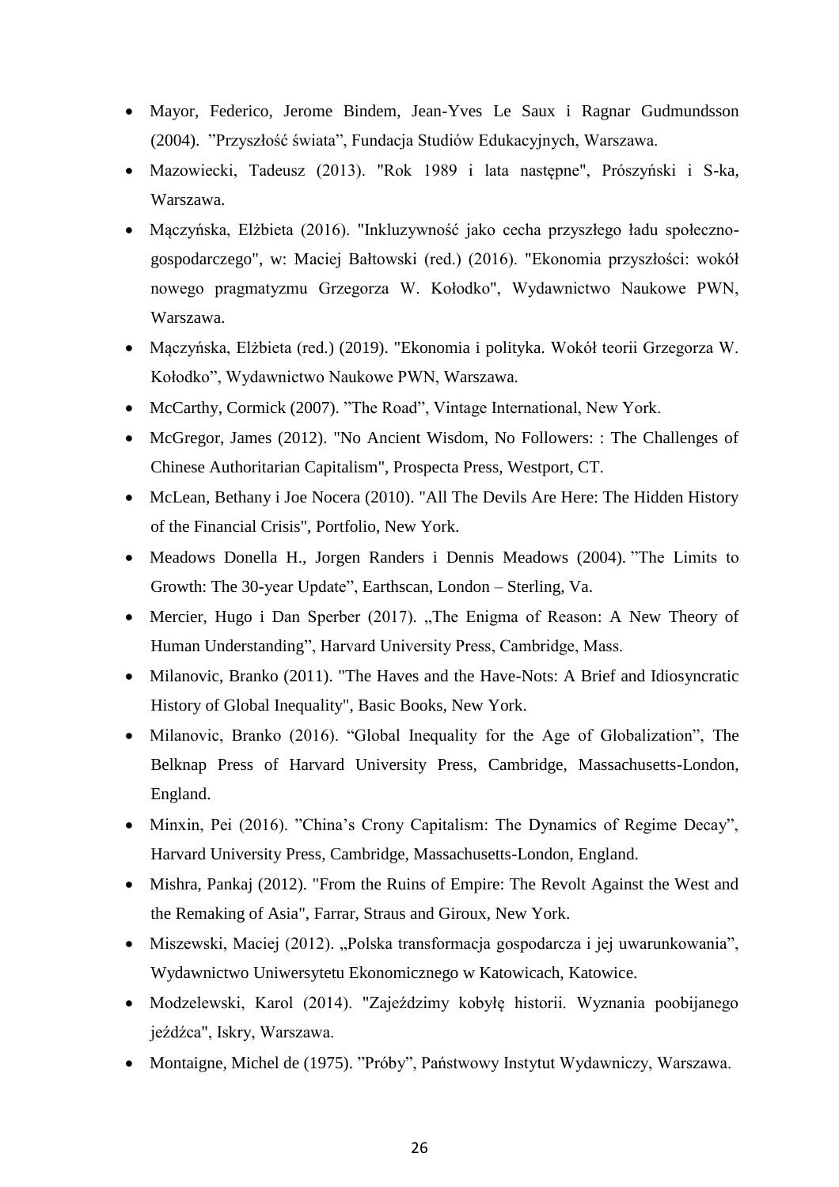- Mayor, Federico, Jerome Bindem, Jean-Yves Le Saux i Ragnar Gudmundsson (2004). "Przyszłość świata", Fundacja Studiów Edukacyjnych, Warszawa.
- Mazowiecki, Tadeusz (2013). "Rok 1989 i lata następne", Prószyński i S-ka, Warszawa.
- Mączyńska, Elżbieta (2016). "Inkluzywność jako cecha przyszłego ładu społeczno-gospodarczego", w: Maciej Bałtowski (red.) (2016). "Ekonomia przyszłości: wokół nowego pragmatyzmu Grzegorza W. Kołodko", Wydawnictwo Naukowe PWN, Warszawa.
- Mączyńska, Elżbieta (red.) (2019). "Ekonomia i polityka. Wokół teorii Grzegorza W. Kołodko", Wydawnictwo Naukowe PWN, Warszawa.
- McCarthy, Cormick (2007). "The Road", Vintage International, New York.
- McGregor, James (2012). "No Ancient Wisdom, No Followers: : The Challenges of Chinese Authoritarian Capitalism", Prospecta Press, Westport, CT.
- McLean, Bethany i Joe Nocera (2010). "All The Devils Are Here: The Hidden History of the Financial Crisis", Portfolio, New York.
- Meadows Donella H., Jorgen Randers i Dennis Meadows (2004). "The Limits to Growth: The 30-year Update", Earthscan, London – Sterling, Va.
- Mercier, Hugo i Dan Sperber (2017). „The Enigma of Reason: A New Theory of Human Understanding", Harvard University Press, Cambridge, Mass.
- Milanovic, Branko (2011). "The Haves and the Have-Nots: A Brief and Idiosyncratic History of Global Inequality", Basic Books, New York.
- Milanovic, Branko (2016). "Global Inequality for the Age of Globalization", The Belknap Press of Harvard University Press, Cambridge, Massachusetts-London, England.
- Minxin, Pei (2016). "China's Crony Capitalism: The Dynamics of Regime Decay", Harvard University Press, Cambridge, Massachusetts-London, England.
- Mishra, Pankaj (2012). "From the Ruins of Empire: The Revolt Against the West and the Remaking of Asia", Farrar, Straus and Giroux, New York.
- Miszewski, Maciej (2012). „Polska transformacja gospodarcza i jej uwarunkowania", Wydawnictwo Uniwersytetu Ekonomicznego w Katowicach, Katowice.
- Modzelewski, Karol (2014). "Zajeździmy kobyłę historii. Wyznania poobijanego jeźdźca", Iskry, Warszawa.
- Montaigne, Michel de (1975). "Próby", Państwowy Instytut Wydawniczy, Warszawa.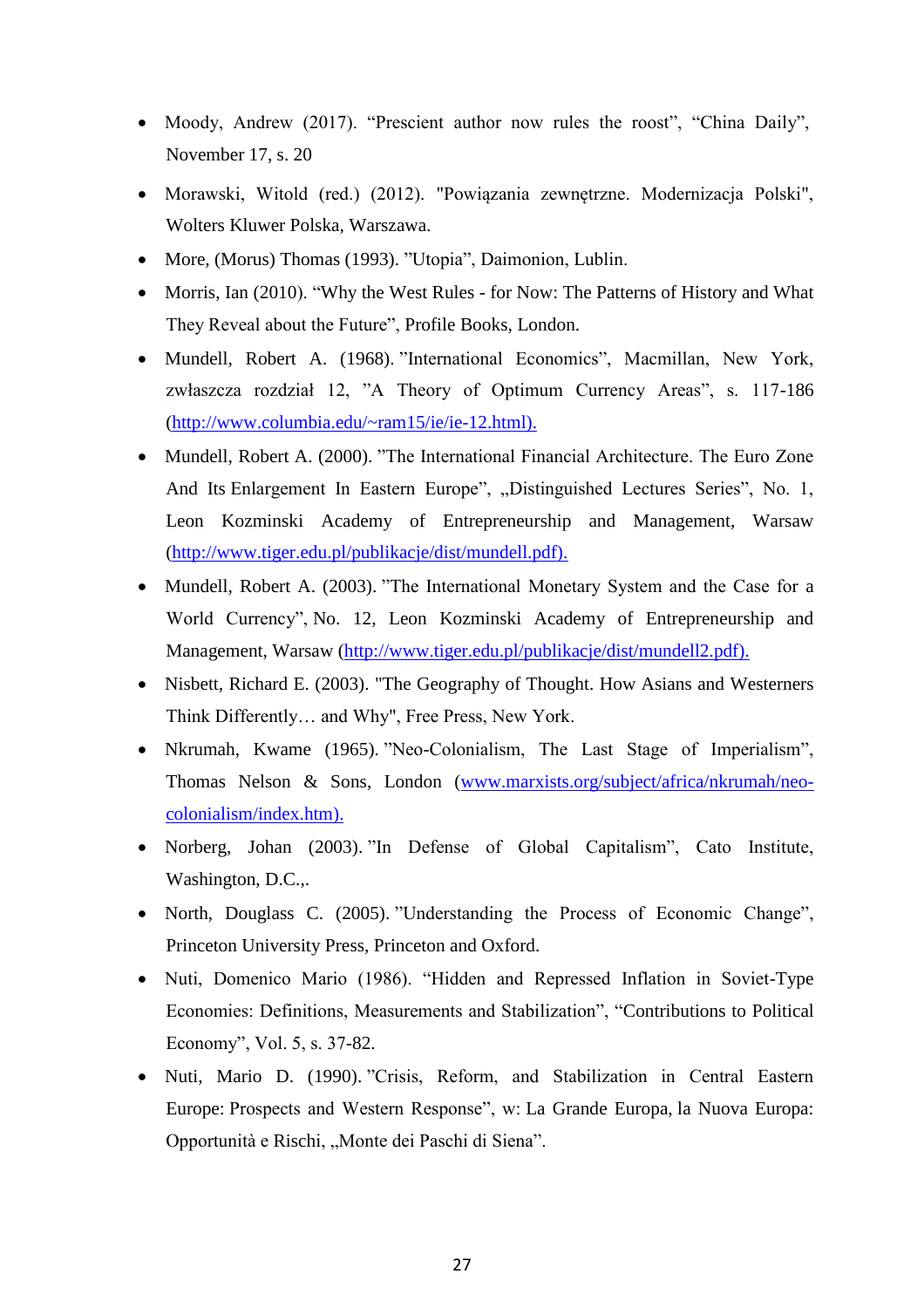- Moody, Andrew (2017). "Prescient author now rules the roost", "China Daily", November 17, s. 20
- Morawski, Witold (red.) (2012). "Powiązania zewnętrzne. Modernizacja Polski", Wolters Kluwer Polska, Warszawa.
- More, (Morus) Thomas (1993). "Utopia", Daimonion, Lublin.
- Morris, Ian (2010). "Why the West Rules - for Now: The Patterns of History and What They Reveal about the Future", Profile Books, London.
- Mundell, Robert A. (1968). "International Economics", Macmillan, New York, zwłaszcza rozdział 12, "A Theory of Optimum Currency Areas", s. 117-186 (http://www.columbia.edu/~ram15/ie/ie-12.html).
- Mundell, Robert A. (2000). "The International Financial Architecture. The Euro Zone And Its Enlargement In Eastern Europe", „Distinguished Lectures Series", No. 1, Leon Kozminski Academy of Entrepreneurship and Management, Warsaw (http://www.tiger.edu.pl/publikacje/dist/mundell.pdf).
- Mundell, Robert A. (2003). "The International Monetary System and the Case for a World Currency", No. 12, Leon Kozminski Academy of Entrepreneurship and Management, Warsaw (http://www.tiger.edu.pl/publikacje/dist/mundell2.pdf).
- Nisbett, Richard E. (2003). "The Geography of Thought. How Asians and Westerners Think Differently… and Why", Free Press, New York.
- Nkrumah, Kwame (1965). "Neo-Colonialism, The Last Stage of Imperialism", Thomas Nelson & Sons, London (www.marxists.org/subject/africa/nkrumah/neo-colonialism/index.htm).
- Norberg, Johan (2003). "In Defense of Global Capitalism", Cato Institute, Washington, D.C.,.
- North, Douglass C. (2005). "Understanding the Process of Economic Change", Princeton University Press, Princeton and Oxford.
- Nuti, Domenico Mario (1986). "Hidden and Repressed Inflation in Soviet-Type Economies: Definitions, Measurements and Stabilization", "Contributions to Political Economy", Vol. 5, s. 37-82.
- Nuti, Mario D. (1990). "Crisis, Reform, and Stabilization in Central Eastern Europe: Prospects and Western Response", w: La Grande Europa, la Nuova Europa: Opportunità e Rischi, „Monte dei Paschi di Siena".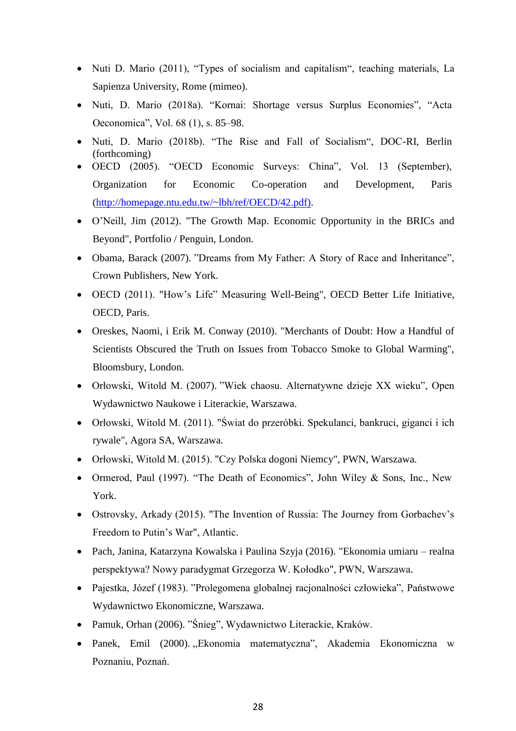- Nuti D. Mario (2011), “Types of socialism and capitalism“, teaching materials, La Sapienza University, Rome (mimeo).
- Nuti, D. Mario (2018a). “Kornai: Shortage versus Surplus Economies”, “Acta Oeconomica”, Vol. 68 (1), s. 85–98.
- Nuti, D. Mario (2018b). “The Rise and Fall of Socialism“, DOC-RI, Berlin (forthcoming)
- OECD (2005). “OECD Economic Surveys: China”, Vol. 13 (September), Organization for Economic Co-operation and Development, Paris (http://homepage.ntu.edu.tw/~lbh/ref/OECD/42.pdf).
- O’Neill, Jim (2012). "The Growth Map. Economic Opportunity in the BRICs and Beyond", Portfolio / Penguin, London.
- Obama, Barack (2007). ”Dreams from My Father: A Story of Race and Inheritance”, Crown Publishers, New York.
- OECD (2011). "How’s Life” Measuring Well-Being", OECD Better Life Initiative, OECD, Paris.
- Oreskes, Naomi, i Erik M. Conway (2010). "Merchants of Doubt: How a Handful of Scientists Obscured the Truth on Issues from Tobacco Smoke to Global Warming", Bloomsbury, London.
- Orłowski, Witold M. (2007). ”Wiek chaosu. Alternatywne dzieje XX wieku”, Open Wydawnictwo Naukowe i Literackie, Warszawa.
- Orłowski, Witold M. (2011). "Świat do przeróbki. Spekulanci, bankruci, giganci i ich rywale", Agora SA, Warszawa.
- Orłowski, Witold M. (2015). "Czy Polska dogoni Niemcy", PWN, Warszawa.
- Ormerod, Paul (1997). “The Death of Economics”, John Wiley & Sons, Inc., New York.
- Ostrovsky, Arkady (2015). "The Invention of Russia: The Journey from Gorbachev’s Freedom to Putin’s War", Atlantic.
- Pach, Janina, Katarzyna Kowalska i Paulina Szyja (2016). "Ekonomia umiaru – realna perspektywa? Nowy paradygmat Grzegorza W. Kołodko", PWN, Warszawa.
- Pajestka, Józef (1983). ”Prolegomena globalnej racjonalności człowieka”, Państwowe Wydawnictwo Ekonomiczne, Warszawa.
- Pamuk, Orhan (2006). ”Śnieg”, Wydawnictwo Literackie, Kraków.
- Panek, Emil (2000). „Ekonomia matematyczna”, Akademia Ekonomiczna w Poznaniu, Poznań.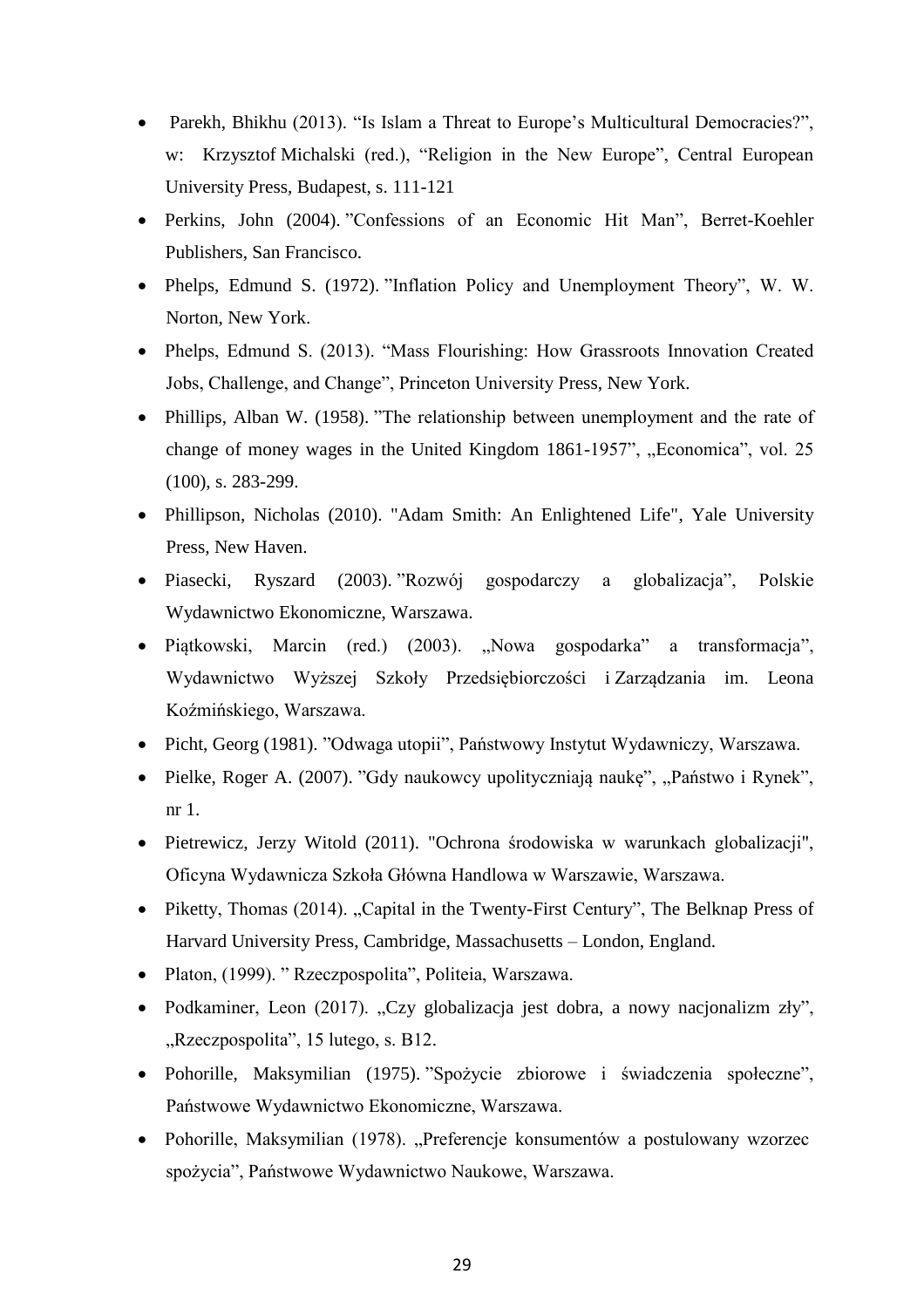- Parekh, Bhikhu (2013). “Is Islam a Threat to Europe’s Multicultural Democracies?”, w: Krzysztof Michalski (red.), “Religion in the New Europe”, Central European University Press, Budapest, s. 111-121
- Perkins, John (2004). ”Confessions of an Economic Hit Man”, Berret-Koehler Publishers, San Francisco.
- Phelps, Edmund S. (1972). ”Inflation Policy and Unemployment Theory”, W. W. Norton, New York.
- Phelps, Edmund S. (2013). “Mass Flourishing: How Grassroots Innovation Created Jobs, Challenge, and Change”, Princeton University Press, New York.
- Phillips, Alban W. (1958). ”The relationship between unemployment and the rate of change of money wages in the United Kingdom 1861-1957”, „Economica”, vol. 25 (100), s. 283-299.
- Phillipson, Nicholas (2010). "Adam Smith: An Enlightened Life", Yale University Press, New Haven.
- Piasecki, Ryszard (2003). ”Rozwój gospodarczy a globalizacja”, Polskie Wydawnictwo Ekonomiczne, Warszawa.
- Piątkowski, Marcin (red.) (2003). „Nowa gospodarka” a transformacja”, Wydawnictwo Wyższej Szkoły Przedsiębiorczości i Zarządzania im. Leona Koźmińskiego, Warszawa.
- Picht, Georg (1981). ”Odwaga utopii”, Państwowy Instytut Wydawniczy, Warszawa.
- Pielke, Roger A. (2007). ”Gdy naukowcy upolityczniają naukę”, „Państwo i Rynek”, nr 1.
- Pietrewicz, Jerzy Witold (2011). "Ochrona środowiska w warunkach globalizacji", Oficyna Wydawnicza Szkoła Główna Handlowa w Warszawie, Warszawa.
- Piketty, Thomas (2014). „Capital in the Twenty-First Century”, The Belknap Press of Harvard University Press, Cambridge, Massachusetts – London, England.
- Platon, (1999). ” Rzeczpospolita”, Politeia, Warszawa.
- Podkaminer, Leon (2017). „Czy globalizacja jest dobra, a nowy nacjonalizm zły”, „Rzeczpospolita”, 15 lutego, s. B12.
- Pohorille, Maksymilian (1975). ”Spożycie zbiorowe i świadczenia społeczne”, Państwowe Wydawnictwo Ekonomiczne, Warszawa.
- Pohorille, Maksymilian (1978). „Preferencje konsumentów a postulowany wzorzec spożycia”, Państwowe Wydawnictwo Naukowe, Warszawa.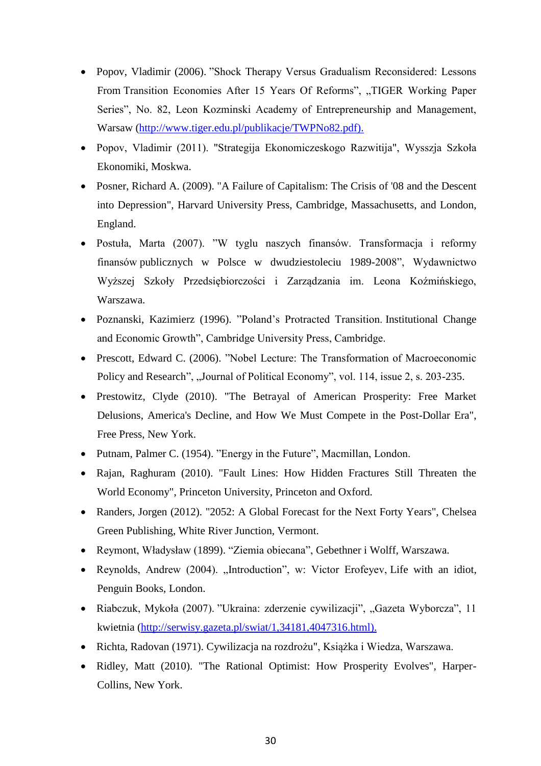- Popov, Vladimir (2006). ”Shock Therapy Versus Gradualism Reconsidered: Lessons From Transition Economies After 15 Years Of Reforms”, „TIGER Working Paper Series”, No. 82, Leon Kozminski Academy of Entrepreneurship and Management, Warsaw (http://www.tiger.edu.pl/publikacje/TWPNo82.pdf).
- Popov, Vladimir (2011). "Strategija Ekonomiczeskogo Razwitija", Wysszja Szkoła Ekonomiki, Moskwa.
- Posner, Richard A. (2009). "A Failure of Capitalism: The Crisis of '08 and the Descent into Depression", Harvard University Press, Cambridge, Massachusetts, and London, England.
- Postuła, Marta (2007). ”W tyglu naszych finansów. Transformacja i reformy finansów publicznych w Polsce w dwudziestoleciu 1989-2008”, Wydawnictwo Wyższej Szkoły Przedsiębiorczości i Zarządzania im. Leona Koźmińskiego, Warszawa.
- Poznanski, Kazimierz (1996). ”Poland's Protracted Transition. Institutional Change and Economic Growth”, Cambridge University Press, Cambridge.
- Prescott, Edward C. (2006). ”Nobel Lecture: The Transformation of Macroeconomic Policy and Research”, „Journal of Political Economy”, vol. 114, issue 2, s. 203-235.
- Prestowitz, Clyde (2010). "The Betrayal of American Prosperity: Free Market Delusions, America's Decline, and How We Must Compete in the Post-Dollar Era", Free Press, New York.
- Putnam, Palmer C. (1954). ”Energy in the Future”, Macmillan, London.
- Rajan, Raghuram (2010). "Fault Lines: How Hidden Fractures Still Threaten the World Economy", Princeton University, Princeton and Oxford.
- Randers, Jorgen (2012). "2052: A Global Forecast for the Next Forty Years", Chelsea Green Publishing, White River Junction, Vermont.
- Reymont, Władysław (1899). “Ziemia obiecana”, Gebethner i Wolff, Warszawa.
- Reynolds, Andrew (2004). „Introduction”, w: Victor Erofeyev, Life with an idiot, Penguin Books, London.
- Riabczuk, Mykoła (2007). ”Ukraina: zderzenie cywilizacji”, „Gazeta Wyborcza”, 11 kwietnia (http://serwisy.gazeta.pl/swiat/1,34181,4047316.html).
- Richta, Radovan (1971). Cywilizacja na rozdrożu", Książka i Wiedza, Warszawa.
- Ridley, Matt (2010). "The Rational Optimist: How Prosperity Evolves", Harper-Collins, New York.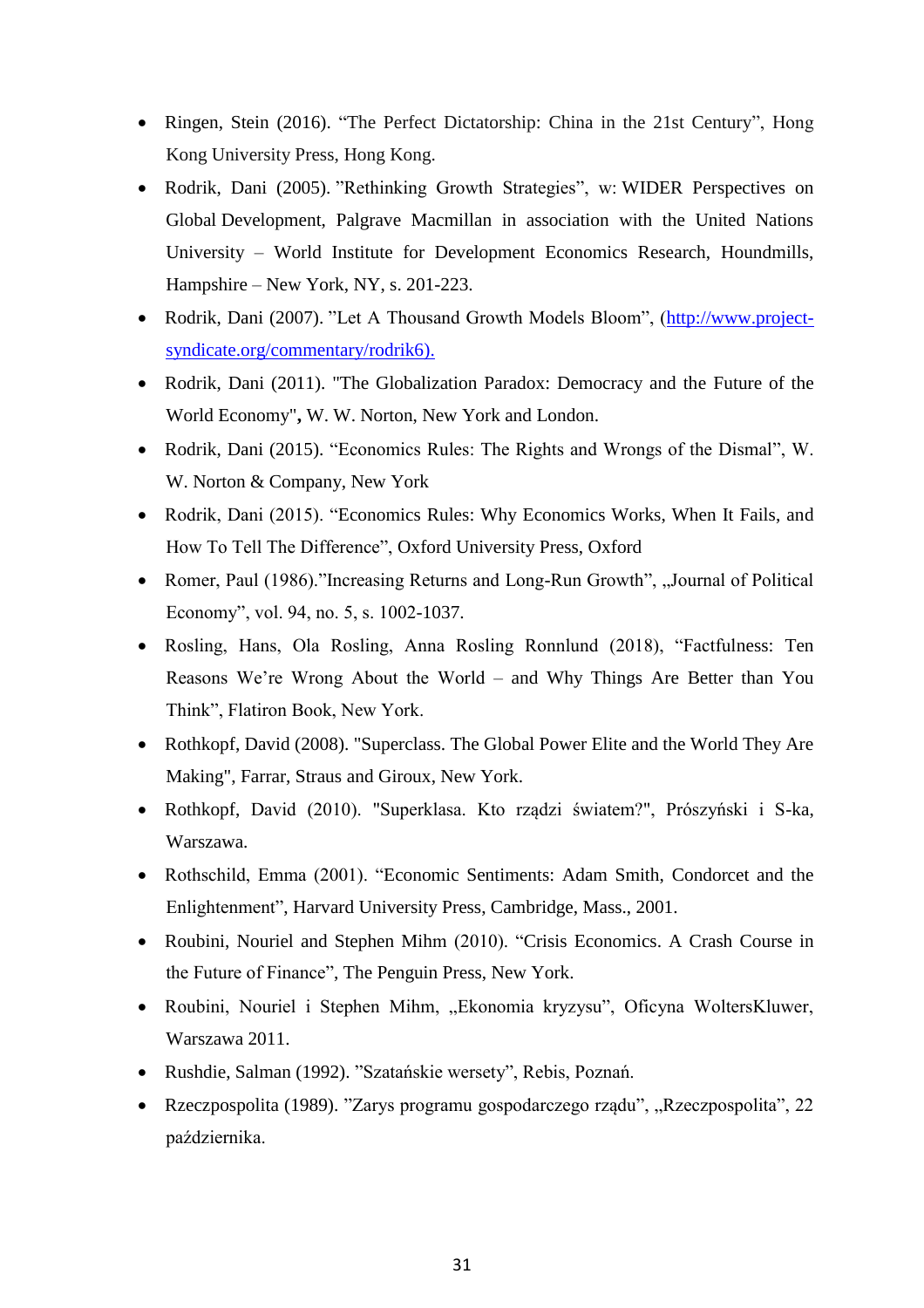- Ringen, Stein (2016). “The Perfect Dictatorship: China in the 21st Century”, Hong Kong University Press, Hong Kong.
- Rodrik, Dani (2005). ”Rethinking Growth Strategies”, w: WIDER Perspectives on Global Development, Palgrave Macmillan in association with the United Nations University – World Institute for Development Economics Research, Houndmills, Hampshire – New York, NY, s. 201-223.
- Rodrik, Dani (2007). ”Let A Thousand Growth Models Bloom”, (http://www.project-syndicate.org/commentary/rodrik6).
- Rodrik, Dani (2011). "The Globalization Paradox: Democracy and the Future of the World Economy"**,** W. W. Norton, New York and London.
- Rodrik, Dani (2015). “Economics Rules: The Rights and Wrongs of the Dismal”, W. W. Norton & Company, New York
- Rodrik, Dani (2015). “Economics Rules: Why Economics Works, When It Fails, and How To Tell The Difference”, Oxford University Press, Oxford
- Romer, Paul (1986).”Increasing Returns and Long-Run Growth”, „Journal of Political Economy”, vol. 94, no. 5, s. 1002-1037.
- Rosling, Hans, Ola Rosling, Anna Rosling Ronnlund (2018), “Factfulness: Ten Reasons We’re Wrong About the World – and Why Things Are Better than You Think”, Flatiron Book, New York.
- Rothkopf, David (2008). "Superclass. The Global Power Elite and the World They Are Making", Farrar, Straus and Giroux, New York.
- Rothkopf, David (2010). "Superklasa. Kto rządzi światem?", Prószyński i S-ka, Warszawa.
- Rothschild, Emma (2001). “Economic Sentiments: Adam Smith, Condorcet and the Enlightenment”, Harvard University Press, Cambridge, Mass., 2001.
- Roubini, Nouriel and Stephen Mihm (2010). “Crisis Economics. A Crash Course in the Future of Finance”, The Penguin Press, New York.
- Roubini, Nouriel i Stephen Mihm, „Ekonomia kryzysu”, Oficyna WoltersKluwer, Warszawa 2011.
- Rushdie, Salman (1992). ”Szatańskie wersety”, Rebis, Poznań.
- Rzeczpospolita (1989). ”Zarys programu gospodarczego rządu”, „Rzeczpospolita”, 22 października.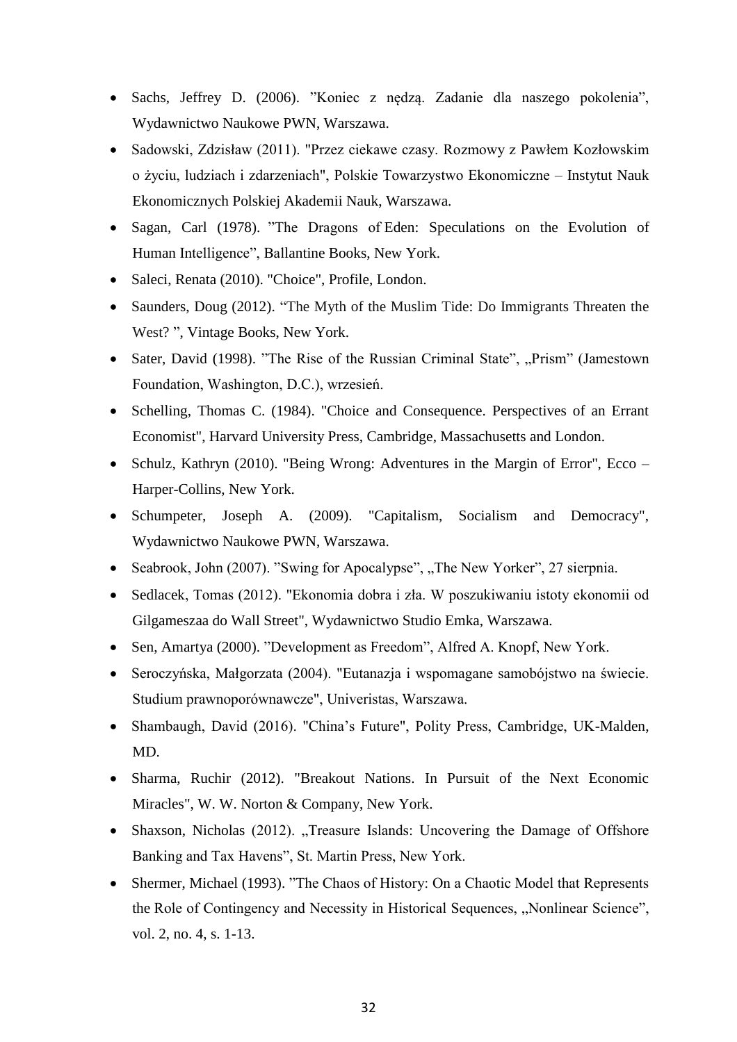- Sachs, Jeffrey D. (2006). ”Koniec z nędzą. Zadanie dla naszego pokolenia”, Wydawnictwo Naukowe PWN, Warszawa.
- Sadowski, Zdzisław (2011). "Przez ciekawe czasy. Rozmowy z Pawłem Kozłowskim o życiu, ludziach i zdarzeniach", Polskie Towarzystwo Ekonomiczne – Instytut Nauk Ekonomicznych Polskiej Akademii Nauk, Warszawa.
- Sagan, Carl (1978). ”The Dragons of Eden: Speculations on the Evolution of Human Intelligence”, Ballantine Books, New York.
- Saleci, Renata (2010). "Choice", Profile, London.
- Saunders, Doug (2012). “The Myth of the Muslim Tide: Do Immigrants Threaten the West? ”, Vintage Books, New York.
- Sater, David (1998). ”The Rise of the Russian Criminal State”, „Prism” (Jamestown Foundation, Washington, D.C.), wrzesień.
- Schelling, Thomas C. (1984). "Choice and Consequence. Perspectives of an Errant Economist", Harvard University Press, Cambridge, Massachusetts and London.
- Schulz, Kathryn (2010). "Being Wrong: Adventures in the Margin of Error", Ecco – Harper-Collins, New York.
- Schumpeter, Joseph A. (2009). "Capitalism, Socialism and Democracy", Wydawnictwo Naukowe PWN, Warszawa.
- Seabrook, John (2007). ”Swing for Apocalypse”, „The New Yorker”, 27 sierpnia.
- Sedlacek, Tomas (2012). "Ekonomia dobra i zła. W poszukiwaniu istoty ekonomii od Gilgameszaa do Wall Street", Wydawnictwo Studio Emka, Warszawa.
- Sen, Amartya (2000). ”Development as Freedom”, Alfred A. Knopf, New York.
- Seroczyńska, Małgorzata (2004). "Eutanazja i wspomagane samobójstwo na świecie. Studium prawnoporównawcze", Univeristas, Warszawa.
- Shambaugh, David (2016). "China’s Future", Polity Press, Cambridge, UK-Malden, MD.
- Sharma, Ruchir (2012). "Breakout Nations. In Pursuit of the Next Economic Miracles", W. W. Norton & Company, New York.
- Shaxson, Nicholas (2012). „Treasure Islands: Uncovering the Damage of Offshore Banking and Tax Havens”, St. Martin Press, New York.
- Shermer, Michael (1993). ”The Chaos of History: On a Chaotic Model that Represents the Role of Contingency and Necessity in Historical Sequences, „Nonlinear Science”, vol. 2, no. 4, s. 1-13.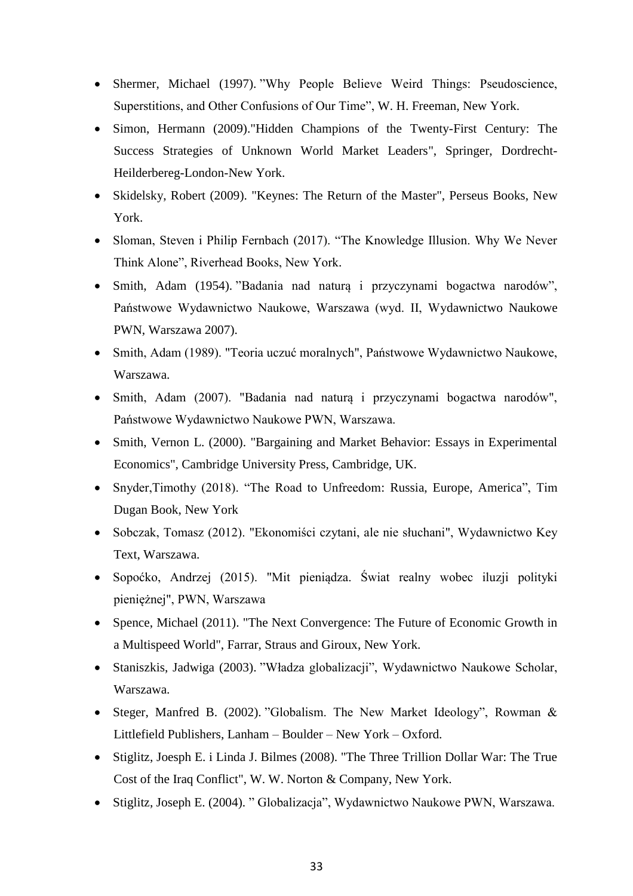- Shermer, Michael (1997). ”Why People Believe Weird Things: Pseudoscience, Superstitions, and Other Confusions of Our Time”, W. H. Freeman, New York.
- Simon, Hermann (2009)."Hidden Champions of the Twenty-First Century: The Success Strategies of Unknown World Market Leaders", Springer, Dordrecht-Heilderbereg-London-New York.
- Skidelsky, Robert (2009). "Keynes: The Return of the Master", Perseus Books, New York.
- Sloman, Steven i Philip Fernbach (2017). “The Knowledge Illusion. Why We Never Think Alone”, Riverhead Books, New York.
- Smith, Adam (1954). ”Badania nad naturą i przyczynami bogactwa narodów”, Państwowe Wydawnictwo Naukowe, Warszawa (wyd. II, Wydawnictwo Naukowe PWN, Warszawa 2007).
- Smith, Adam (1989). "Teoria uczuć moralnych", Państwowe Wydawnictwo Naukowe, Warszawa.
- Smith, Adam (2007). "Badania nad naturą i przyczynami bogactwa narodów", Państwowe Wydawnictwo Naukowe PWN, Warszawa.
- Smith, Vernon L. (2000). "Bargaining and Market Behavior: Essays in Experimental Economics", Cambridge University Press, Cambridge, UK.
- Snyder,Timothy (2018). “The Road to Unfreedom: Russia, Europe, America”, Tim Dugan Book, New York
- Sobczak, Tomasz (2012). "Ekonomiści czytani, ale nie słuchani", Wydawnictwo Key Text, Warszawa.
- Sopoćko, Andrzej (2015). "Mit pieniądza. Świat realny wobec iluzji polityki pieniężnej", PWN, Warszawa
- Spence, Michael (2011). "The Next Convergence: The Future of Economic Growth in a Multispeed World", Farrar, Straus and Giroux, New York.
- Staniszkis, Jadwiga (2003). ”Władza globalizacji”, Wydawnictwo Naukowe Scholar, Warszawa.
- Steger, Manfred B. (2002). ”Globalism. The New Market Ideology”, Rowman & Littlefield Publishers, Lanham – Boulder – New York – Oxford.
- Stiglitz, Joesph E. i Linda J. Bilmes (2008). "The Three Trillion Dollar War: The True Cost of the Iraq Conflict", W. W. Norton & Company, New York.
- Stiglitz, Joseph E. (2004). ” Globalizacja”, Wydawnictwo Naukowe PWN, Warszawa.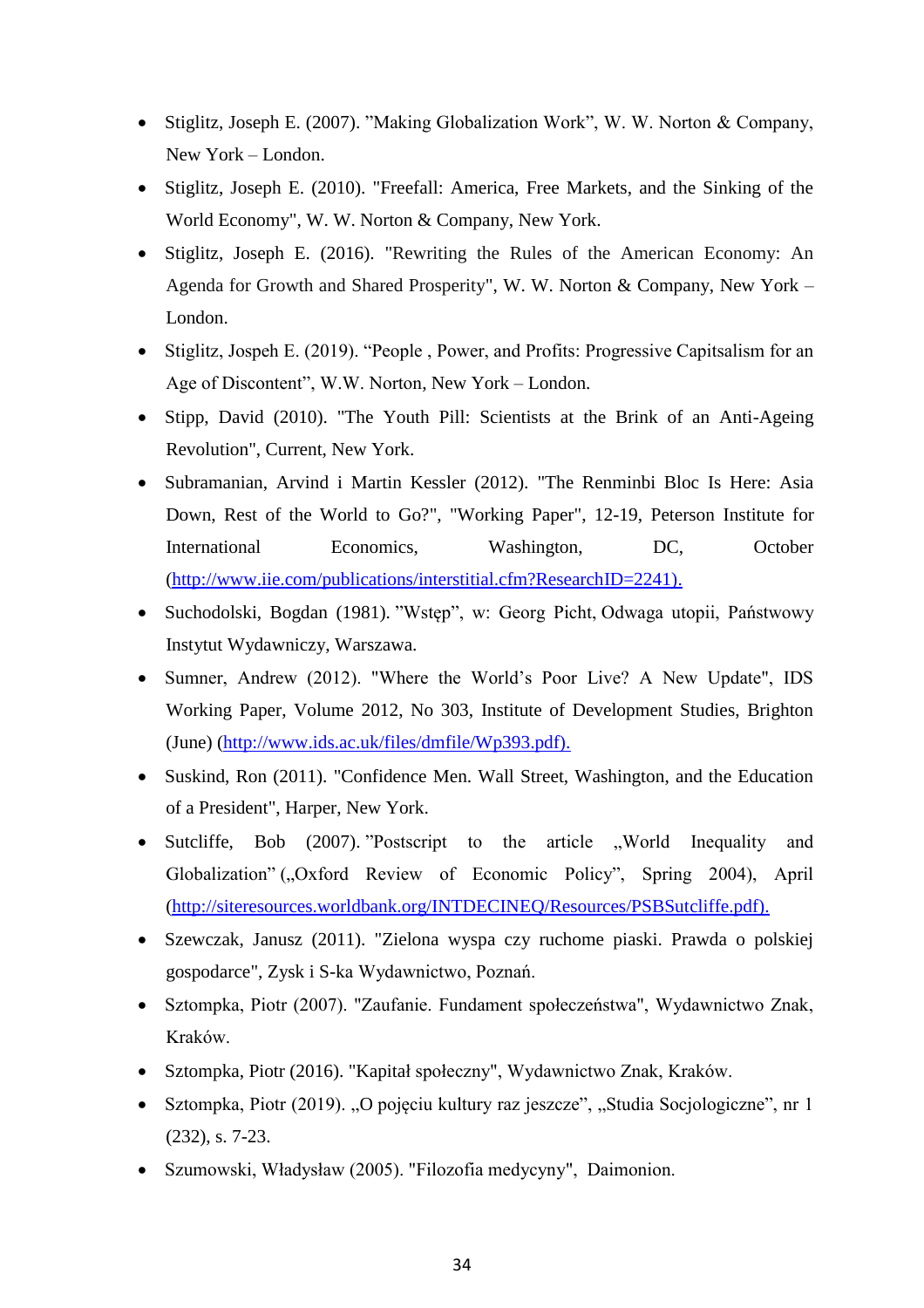- Stiglitz, Joseph E. (2007). ”Making Globalization Work”, W. W. Norton & Company, New York – London.
- Stiglitz, Joseph E. (2010). "Freefall: America, Free Markets, and the Sinking of the World Economy", W. W. Norton & Company, New York.
- Stiglitz, Joseph E. (2016). "Rewriting the Rules of the American Economy: An Agenda for Growth and Shared Prosperity", W. W. Norton & Company, New York – London.
- Stiglitz, Jospeh E. (2019). "People , Power, and Profits: Progressive Capitsalism for an Age of Discontent", W.W. Norton, New York – London.
- Stipp, David (2010). "The Youth Pill: Scientists at the Brink of an Anti-Ageing Revolution", Current, New York.
- Subramanian, Arvind i Martin Kessler (2012). "The Renminbi Bloc Is Here: Asia Down, Rest of the World to Go?", "Working Paper", 12-19, Peterson Institute for International Economics, Washington, DC, October (http://www.iie.com/publications/interstitial.cfm?ResearchID=2241).
- Suchodolski, Bogdan (1981). ”Wstęp”, w: Georg Picht, Odwaga utopii, Państwowy Instytut Wydawniczy, Warszawa.
- Sumner, Andrew (2012). "Where the World's Poor Live? A New Update", IDS Working Paper, Volume 2012, No 303, Institute of Development Studies, Brighton (June) (http://www.ids.ac.uk/files/dmfile/Wp393.pdf).
- Suskind, Ron (2011). "Confidence Men. Wall Street, Washington, and the Education of a President", Harper, New York.
- Sutcliffe, Bob (2007). ”Postscript to the article „World Inequality and Globalization" („Oxford Review of Economic Policy", Spring 2004), April (http://siteresources.worldbank.org/INTDECINEQ/Resources/PSBSutcliffe.pdf).
- Szewczak, Janusz (2011). "Zielona wyspa czy ruchome piaski. Prawda o polskiej gospodarce", Zysk i S-ka Wydawnictwo, Poznań.
- Sztompka, Piotr (2007). "Zaufanie. Fundament społeczeństwa", Wydawnictwo Znak, Kraków.
- Sztompka, Piotr (2016). "Kapitał społeczny", Wydawnictwo Znak, Kraków.
- Sztompka, Piotr (2019). „O pojęciu kultury raz jeszcze", „Studia Socjologiczne", nr 1 (232), s. 7-23.
- Szumowski, Władysław (2005). "Filozofia medycyny", Daimonion.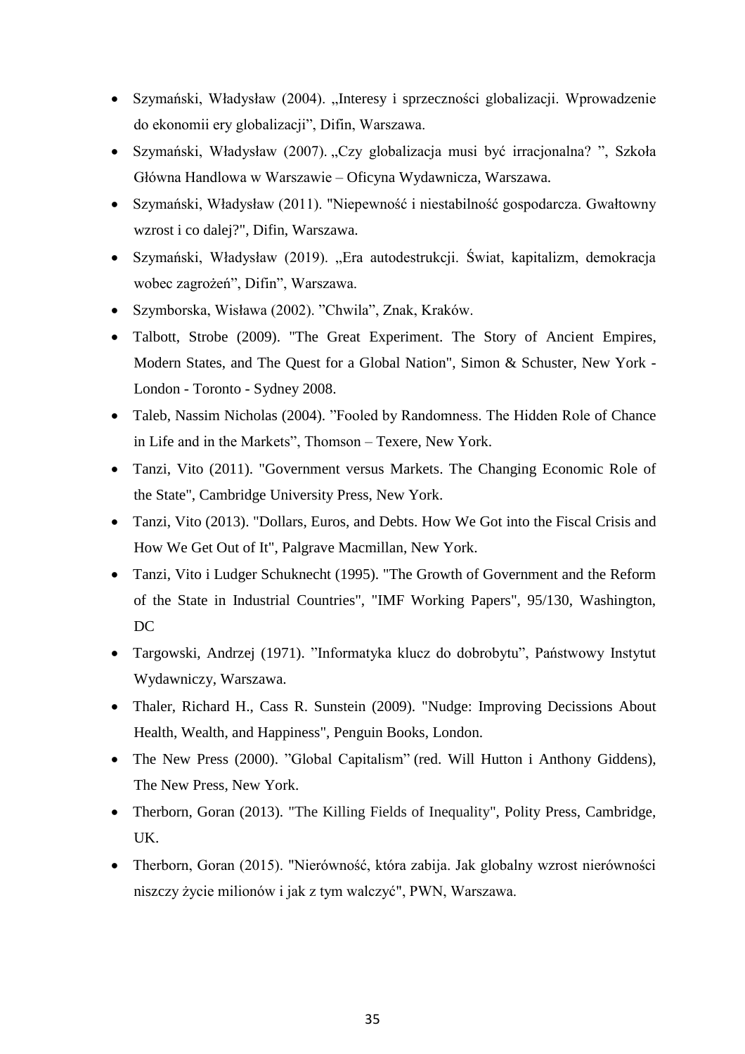- Szymański, Władysław (2004). „Interesy i sprzeczności globalizacji. Wprowadzenie do ekonomii ery globalizacji", Difin, Warszawa.
- Szymański, Władysław (2007). „Czy globalizacja musi być irracjonalna? ", Szkoła Główna Handlowa w Warszawie – Oficyna Wydawnicza, Warszawa.
- Szymański, Władysław (2011). "Niepewność i niestabilność gospodarcza. Gwałtowny wzrost i co dalej?", Difin, Warszawa.
- Szymański, Władysław (2019). „Era autodestrukcji. Świat, kapitalizm, demokracja wobec zagrożeń", Difin", Warszawa.
- Szymborska, Wisława (2002). "Chwila", Znak, Kraków.
- Talbott, Strobe (2009). "The Great Experiment. The Story of Ancient Empires, Modern States, and The Quest for a Global Nation", Simon & Schuster, New York - London - Toronto - Sydney 2008.
- Taleb, Nassim Nicholas (2004). "Fooled by Randomness. The Hidden Role of Chance in Life and in the Markets", Thomson – Texere, New York.
- Tanzi, Vito (2011). "Government versus Markets. The Changing Economic Role of the State", Cambridge University Press, New York.
- Tanzi, Vito (2013). "Dollars, Euros, and Debts. How We Got into the Fiscal Crisis and How We Get Out of It", Palgrave Macmillan, New York.
- Tanzi, Vito i Ludger Schuknecht (1995). "The Growth of Government and the Reform of the State in Industrial Countries", "IMF Working Papers", 95/130, Washington, DC
- Targowski, Andrzej (1971). "Informatyka klucz do dobrobytu", Państwowy Instytut Wydawniczy, Warszawa.
- Thaler, Richard H., Cass R. Sunstein (2009). "Nudge: Improving Decissions About Health, Wealth, and Happiness", Penguin Books, London.
- The New Press (2000). "Global Capitalism" (red. Will Hutton i Anthony Giddens), The New Press, New York.
- Therborn, Goran (2013). "The Killing Fields of Inequality", Polity Press, Cambridge, UK.
- Therborn, Goran (2015). "Nierówność, która zabija. Jak globalny wzrost nierówności niszczy życie milionów i jak z tym walczyć", PWN, Warszawa.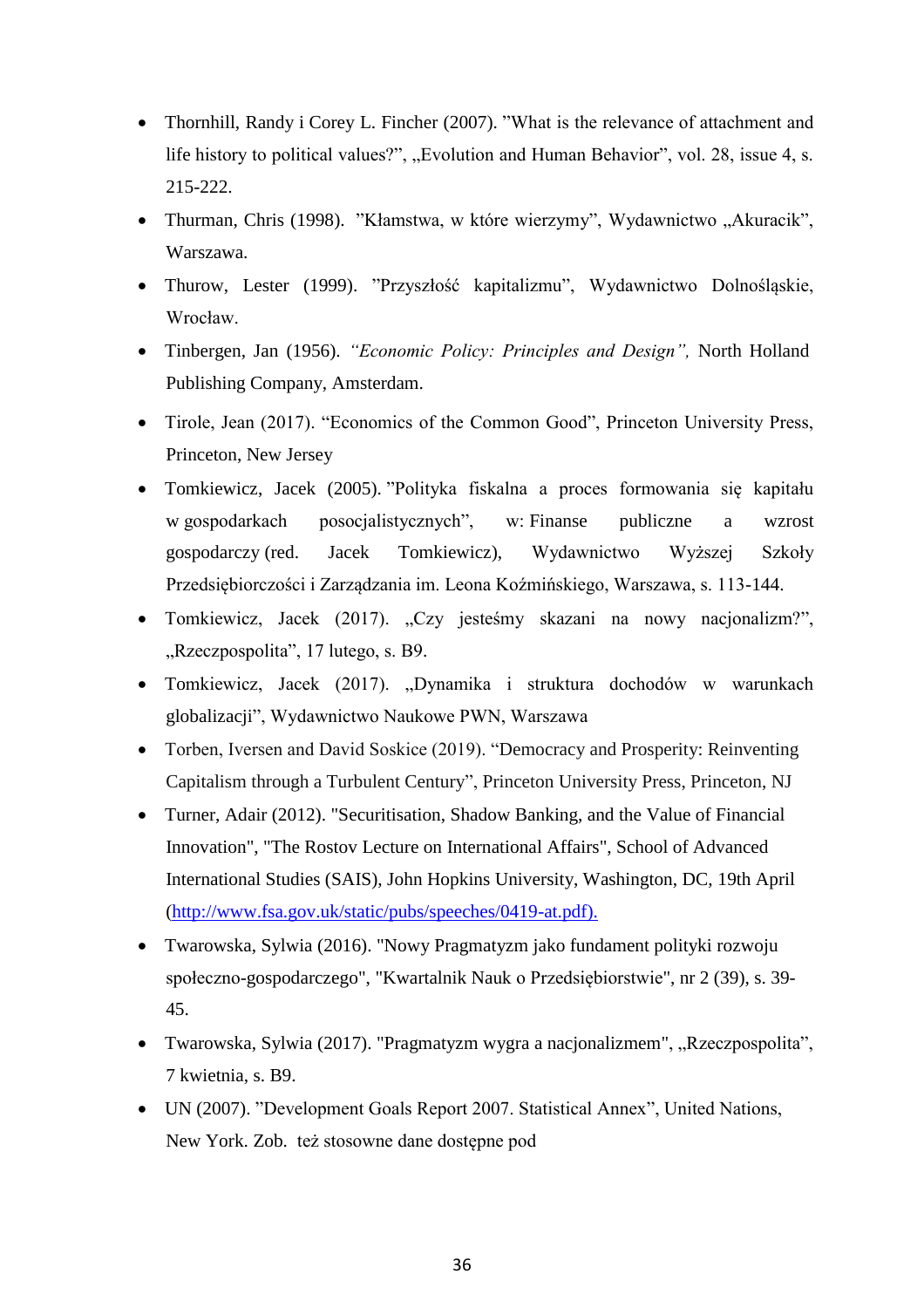- Thornhill, Randy i Corey L. Fincher (2007). ”What is the relevance of attachment and life history to political values?”, „Evolution and Human Behavior”, vol. 28, issue 4, s. 215-222.
- Thurman, Chris (1998). ”Kłamstwa, w które wierzymy”, Wydawnictwo „Akuracik”, Warszawa.
- Thurow, Lester (1999). ”Przyszłość kapitalizmu”, Wydawnictwo Dolnośląskie, Wrocław.
- Tinbergen, Jan (1956). *“Economic Policy: Principles and Design”,* North Holland Publishing Company, Amsterdam.
- Tirole, Jean (2017). “Economics of the Common Good”, Princeton University Press, Princeton, New Jersey
- Tomkiewicz, Jacek (2005). ”Polityka fiskalna a proces formowania się kapitału w gospodarkach posocjalistycznych”, w: Finanse publiczne a wzrost gospodarczy (red. Jacek Tomkiewicz), Wydawnictwo Wyższej Szkoły Przedsiębiorczości i Zarządzania im. Leona Koźmińskiego, Warszawa, s. 113-144.
- Tomkiewicz, Jacek (2017). „Czy jesteśmy skazani na nowy nacjonalizm?”, „Rzeczpospolita”, 17 lutego, s. B9.
- Tomkiewicz, Jacek (2017). „Dynamika i struktura dochodów w warunkach globalizacji”, Wydawnictwo Naukowe PWN, Warszawa
- Torben, Iversen and David Soskice (2019). “Democracy and Prosperity: Reinventing Capitalism through a Turbulent Century”, Princeton University Press, Princeton, NJ
- Turner, Adair (2012). "Securitisation, Shadow Banking, and the Value of Financial Innovation", "The Rostov Lecture on International Affairs", School of Advanced International Studies (SAIS), John Hopkins University, Washington, DC, 19th April (http://www.fsa.gov.uk/static/pubs/speeches/0419-at.pdf).
- Twarowska, Sylwia (2016). "Nowy Pragmatyzm jako fundament polityki rozwoju społeczno-gospodarczego", "Kwartalnik Nauk o Przedsiębiorstwie", nr 2 (39), s. 39-45.
- Twarowska, Sylwia (2017). "Pragmatyzm wygra a nacjonalizmem", „Rzeczpospolita”, 7 kwietnia, s. B9.
- UN (2007). ”Development Goals Report 2007. Statistical Annex”, United Nations, New York. Zob. też stosowne dane dostępne pod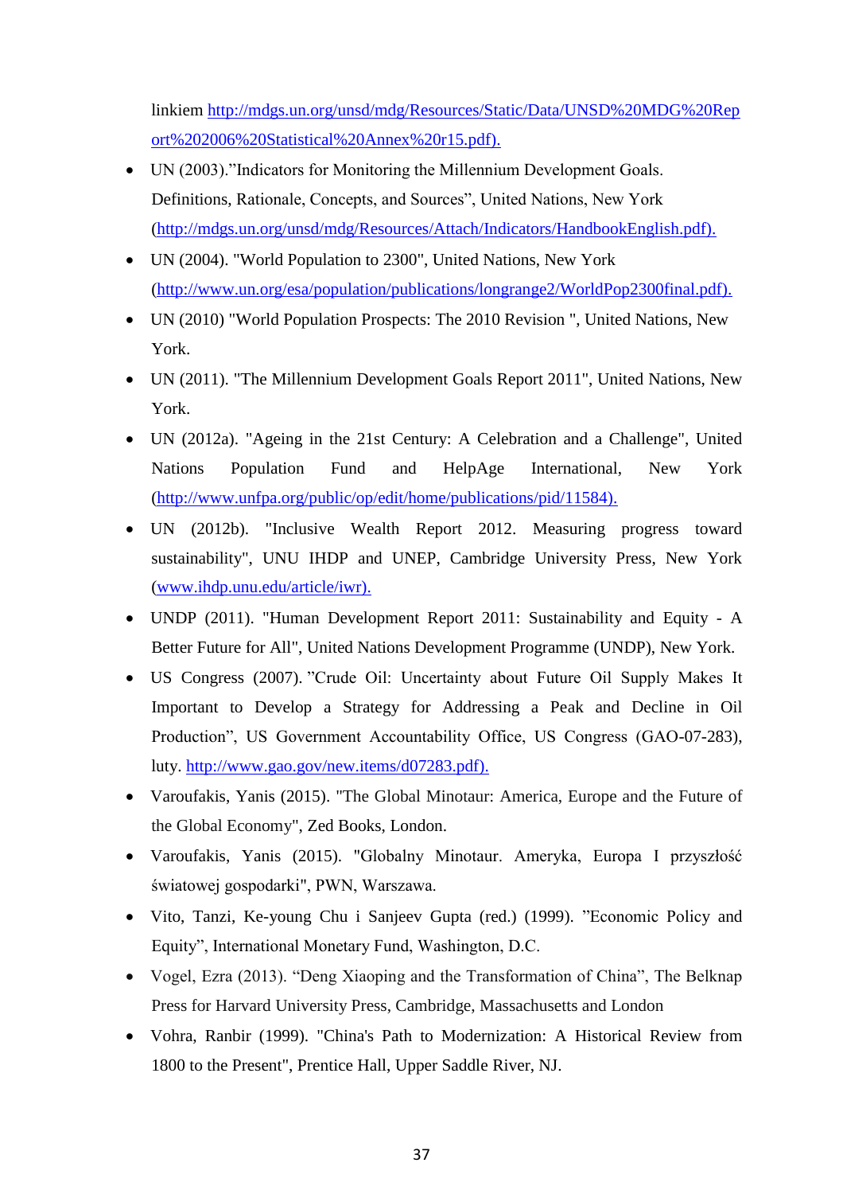linkiem http://mdgs.un.org/unsd/mdg/Resources/Static/Data/UNSD%20MDG%20Report%202006%20Statistical%20Annex%20r15.pdf).

- UN (2003)."Indicators for Monitoring the Millennium Development Goals. Definitions, Rationale, Concepts, and Sources", United Nations, New York (http://mdgs.un.org/unsd/mdg/Resources/Attach/Indicators/HandbookEnglish.pdf).
- UN (2004). "World Population to 2300", United Nations, New York (http://www.un.org/esa/population/publications/longrange2/WorldPop2300final.pdf).
- UN (2010) "World Population Prospects: The 2010 Revision ", United Nations, New York.
- UN (2011). "The Millennium Development Goals Report 2011", United Nations, New York.
- UN (2012a). "Ageing in the 21st Century: A Celebration and a Challenge", United Nations Population Fund and HelpAge International, New York (http://www.unfpa.org/public/op/edit/home/publications/pid/11584).
- UN (2012b). "Inclusive Wealth Report 2012. Measuring progress toward sustainability", UNU IHDP and UNEP, Cambridge University Press, New York (www.ihdp.unu.edu/article/iwr).
- UNDP (2011). "Human Development Report 2011: Sustainability and Equity - A Better Future for All", United Nations Development Programme (UNDP), New York.
- US Congress (2007). "Crude Oil: Uncertainty about Future Oil Supply Makes It Important to Develop a Strategy for Addressing a Peak and Decline in Oil Production", US Government Accountability Office, US Congress (GAO-07-283), luty. http://www.gao.gov/new.items/d07283.pdf).
- Varoufakis, Yanis (2015). "The Global Minotaur: America, Europe and the Future of the Global Economy", Zed Books, London.
- Varoufakis, Yanis (2015). "Globalny Minotaur. Ameryka, Europa I przyszłość światowej gospodarki", PWN, Warszawa.
- Vito, Tanzi, Ke-young Chu i Sanjeev Gupta (red.) (1999). "Economic Policy and Equity", International Monetary Fund, Washington, D.C.
- Vogel, Ezra (2013). "Deng Xiaoping and the Transformation of China", The Belknap Press for Harvard University Press, Cambridge, Massachusetts and London
- Vohra, Ranbir (1999). "China's Path to Modernization: A Historical Review from 1800 to the Present", Prentice Hall, Upper Saddle River, NJ.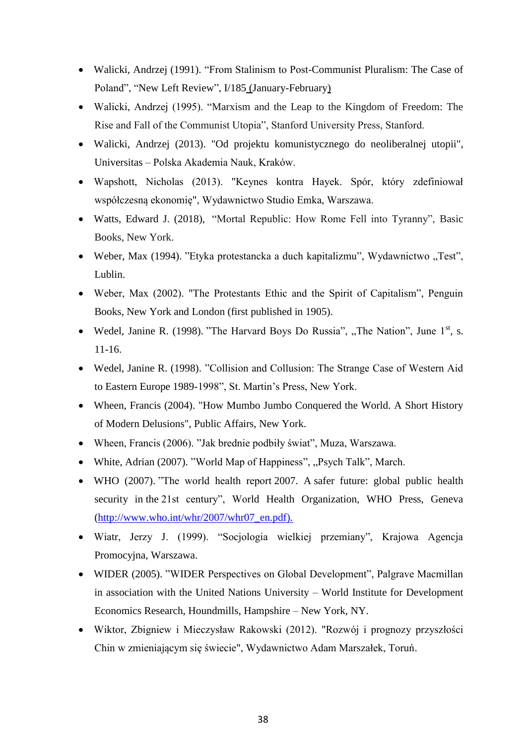- Walicki, Andrzej (1991). “From Stalinism to Post-Communist Pluralism: The Case of Poland”, “New Left Review”, I/185 (January-February)
- Walicki, Andrzej (1995). “Marxism and the Leap to the Kingdom of Freedom: The Rise and Fall of the Communist Utopia”, Stanford University Press, Stanford.
- Walicki, Andrzej (2013). "Od projektu komunistycznego do neoliberalnej utopii", Universitas – Polska Akademia Nauk, Kraków.
- Wapshott, Nicholas (2013). "Keynes kontra Hayek. Spór, który zdefiniował współczesną ekonomię", Wydawnictwo Studio Emka, Warszawa.
- Watts, Edward J. (2018), “Mortal Republic: How Rome Fell into Tyranny”, Basic Books, New York.
- Weber, Max (1994). ”Etyka protestancka a duch kapitalizmu”, Wydawnictwo „Test”, Lublin.
- Weber, Max (2002). "The Protestants Ethic and the Spirit of Capitalism”, Penguin Books, New York and London (first published in 1905).
- Wedel, Janine R. (1998). ”The Harvard Boys Do Russia”, „The Nation”, June 1st, s. 11-16.
- Wedel, Janine R. (1998). ”Collision and Collusion: The Strange Case of Western Aid to Eastern Europe 1989-1998”, St. Martin’s Press, New York.
- Wheen, Francis (2004). "How Mumbo Jumbo Conquered the World. A Short History of Modern Delusions", Public Affairs, New York.
- Wheen, Francis (2006). ”Jak brednie podbiły świat”, Muza, Warszawa.
- White, Adrian (2007). ”World Map of Happiness”, „Psych Talk”, March.
- WHO (2007). ”The world health report 2007. A safer future: global public health security in the 21st century”, World Health Organization, WHO Press, Geneva (http://www.who.int/whr/2007/whr07_en.pdf).
- Wiatr, Jerzy J. (1999). “Socjologia wielkiej przemiany”, Krajowa Agencja Promocyjna, Warszawa.
- WIDER (2005). ”WIDER Perspectives on Global Development”, Palgrave Macmillan in association with the United Nations University – World Institute for Development Economics Research, Houndmills, Hampshire – New York, NY.
- Wiktor, Zbigniew i Mieczysław Rakowski (2012). "Rozwój i prognozy przyszłości Chin w zmieniającym się świecie", Wydawnictwo Adam Marszałek, Toruń.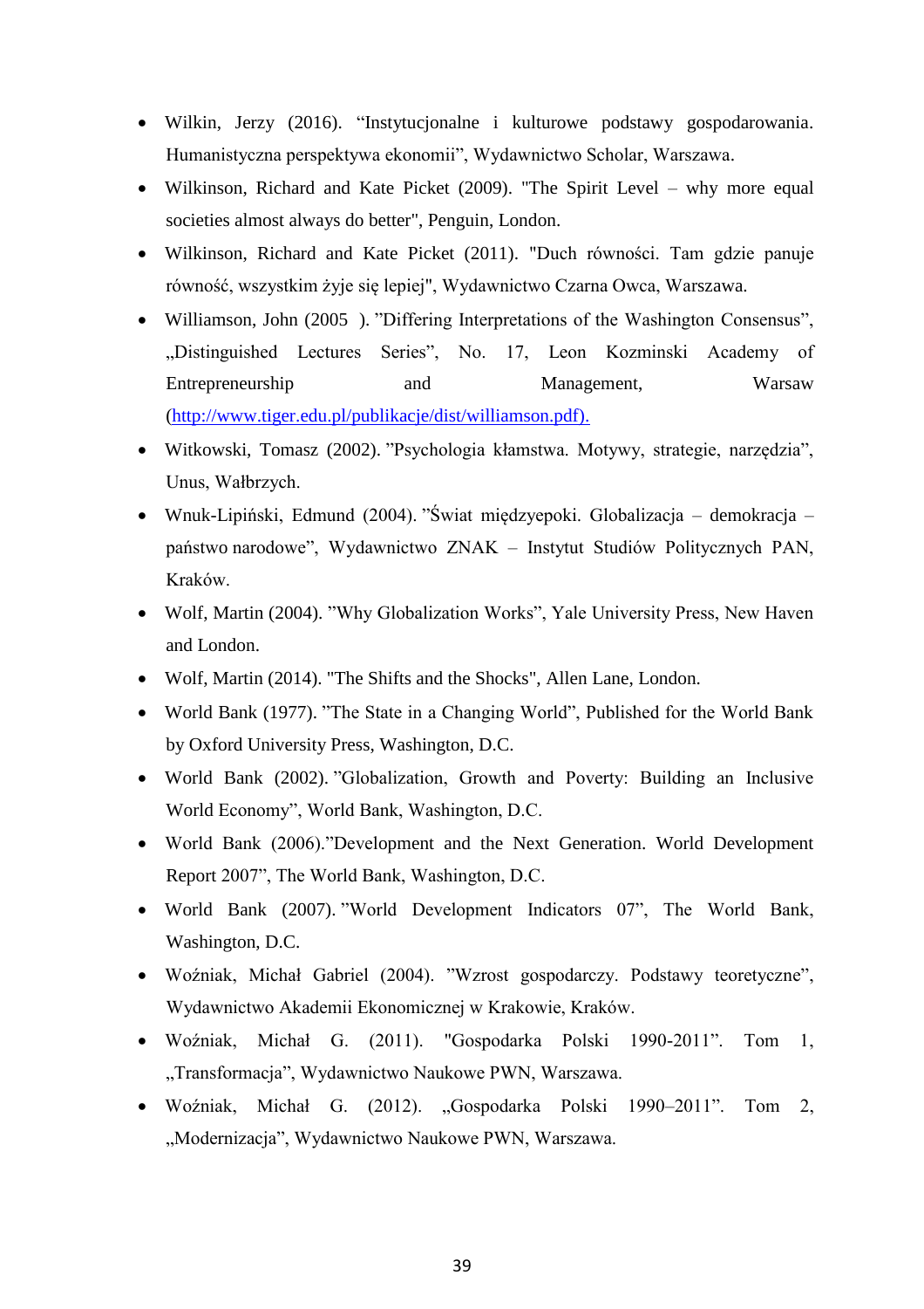- Wilkin, Jerzy (2016). “Instytucjonalne i kulturowe podstawy gospodarowania. Humanistyczna perspektywa ekonomii”, Wydawnictwo Scholar, Warszawa.
- Wilkinson, Richard and Kate Picket (2009). "The Spirit Level – why more equal societies almost always do better", Penguin, London.
- Wilkinson, Richard and Kate Picket (2011). "Duch równości. Tam gdzie panuje równość, wszystkim żyje się lepiej", Wydawnictwo Czarna Owca, Warszawa.
- Williamson, John (2005 ). ”Differing Interpretations of the Washington Consensus”, „Distinguished Lectures Series”, No. 17, Leon Kozminski Academy of Entrepreneurship and Management, Warsaw (http://www.tiger.edu.pl/publikacje/dist/williamson.pdf).
- Witkowski, Tomasz (2002). ”Psychologia kłamstwa. Motywy, strategie, narzędzia”, Unus, Wałbrzych.
- Wnuk-Lipiński, Edmund (2004). ”Świat międzyepoki. Globalizacja – demokracja – państwo narodowe”, Wydawnictwo ZNAK – Instytut Studiów Politycznych PAN, Kraków.
- Wolf, Martin (2004). ”Why Globalization Works”, Yale University Press, New Haven and London.
- Wolf, Martin (2014). "The Shifts and the Shocks", Allen Lane, London.
- World Bank (1977). ”The State in a Changing World”, Published for the World Bank by Oxford University Press, Washington, D.C.
- World Bank (2002). ”Globalization, Growth and Poverty: Building an Inclusive World Economy”, World Bank, Washington, D.C.
- World Bank (2006).”Development and the Next Generation. World Development Report 2007”, The World Bank, Washington, D.C.
- World Bank (2007). ”World Development Indicators 07”, The World Bank, Washington, D.C.
- Woźniak, Michał Gabriel (2004). ”Wzrost gospodarczy. Podstawy teoretyczne”, Wydawnictwo Akademii Ekonomicznej w Krakowie, Kraków.
- Woźniak, Michał G. (2011). "Gospodarka Polski 1990-2011”. Tom 1, „Transformacja”, Wydawnictwo Naukowe PWN, Warszawa.
- Woźniak, Michał G. (2012). „Gospodarka Polski 1990–2011”. Tom 2, „Modernizacja”, Wydawnictwo Naukowe PWN, Warszawa.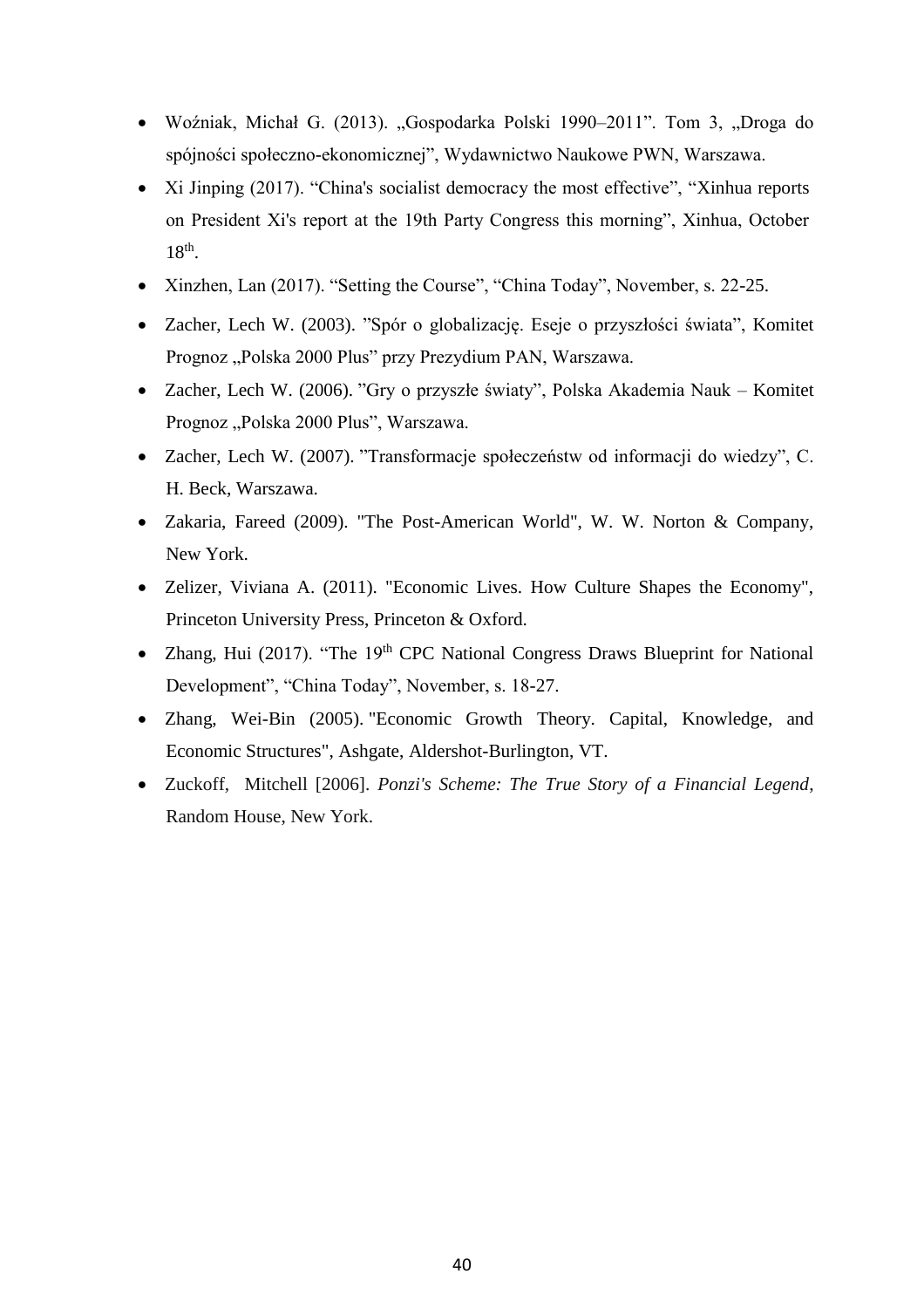- Woźniak, Michał G. (2013). „Gospodarka Polski 1990–2011”. Tom 3, „Droga do spójności społeczno-ekonomicznej”, Wydawnictwo Naukowe PWN, Warszawa.
- Xi Jinping (2017). “China's socialist democracy the most effective”, “Xinhua reports on President Xi's report at the 19th Party Congress this morning”, Xinhua, October 18th.
- Xinzhen, Lan (2017). “Setting the Course”, “China Today”, November, s. 22-25.
- Zacher, Lech W. (2003). ”Spór o globalizację. Eseje o przyszłości świata”, Komitet Prognoz „Polska 2000 Plus” przy Prezydium PAN, Warszawa.
- Zacher, Lech W. (2006). ”Gry o przyszłe światy”, Polska Akademia Nauk – Komitet Prognoz „Polska 2000 Plus”, Warszawa.
- Zacher, Lech W. (2007). ”Transformacje społeczeństw od informacji do wiedzy”, C. H. Beck, Warszawa.
- Zakaria, Fareed (2009). "The Post-American World", W. W. Norton & Company, New York.
- Zelizer, Viviana A. (2011). "Economic Lives. How Culture Shapes the Economy", Princeton University Press, Princeton & Oxford.
- Zhang, Hui (2017). “The 19th CPC National Congress Draws Blueprint for National Development”, “China Today”, November, s. 18-27.
- Zhang, Wei-Bin (2005). "Economic Growth Theory. Capital, Knowledge, and Economic Structures", Ashgate, Aldershot-Burlington, VT.
- Zuckoff, Mitchell [2006]. *Ponzi's Scheme: The True Story of a Financial Legend*, Random House, New York.